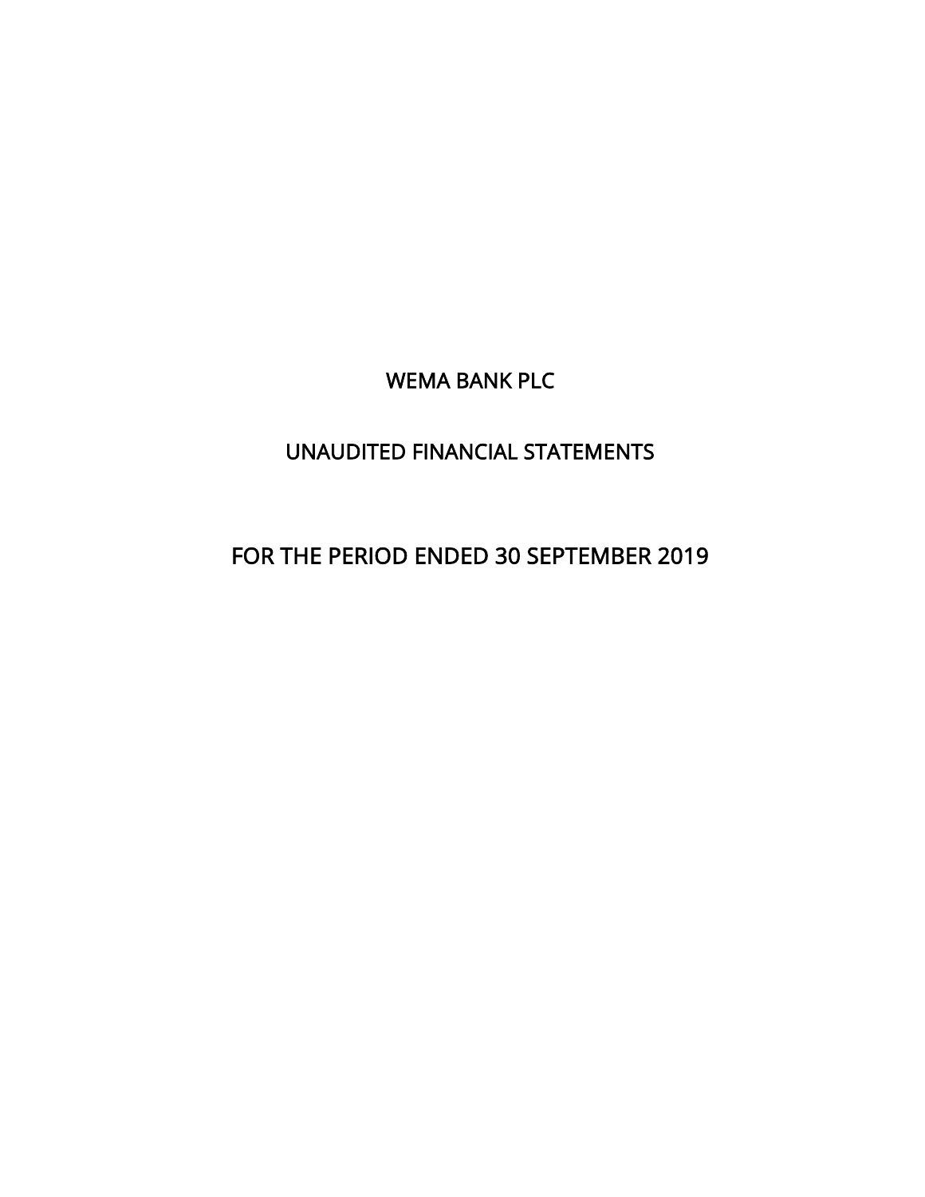# WEMA BANK PLC

## UNAUDITED FINANCIAL STATEMENTS

## FOR THE PERIOD ENDED 30 SEPTEMBER 2019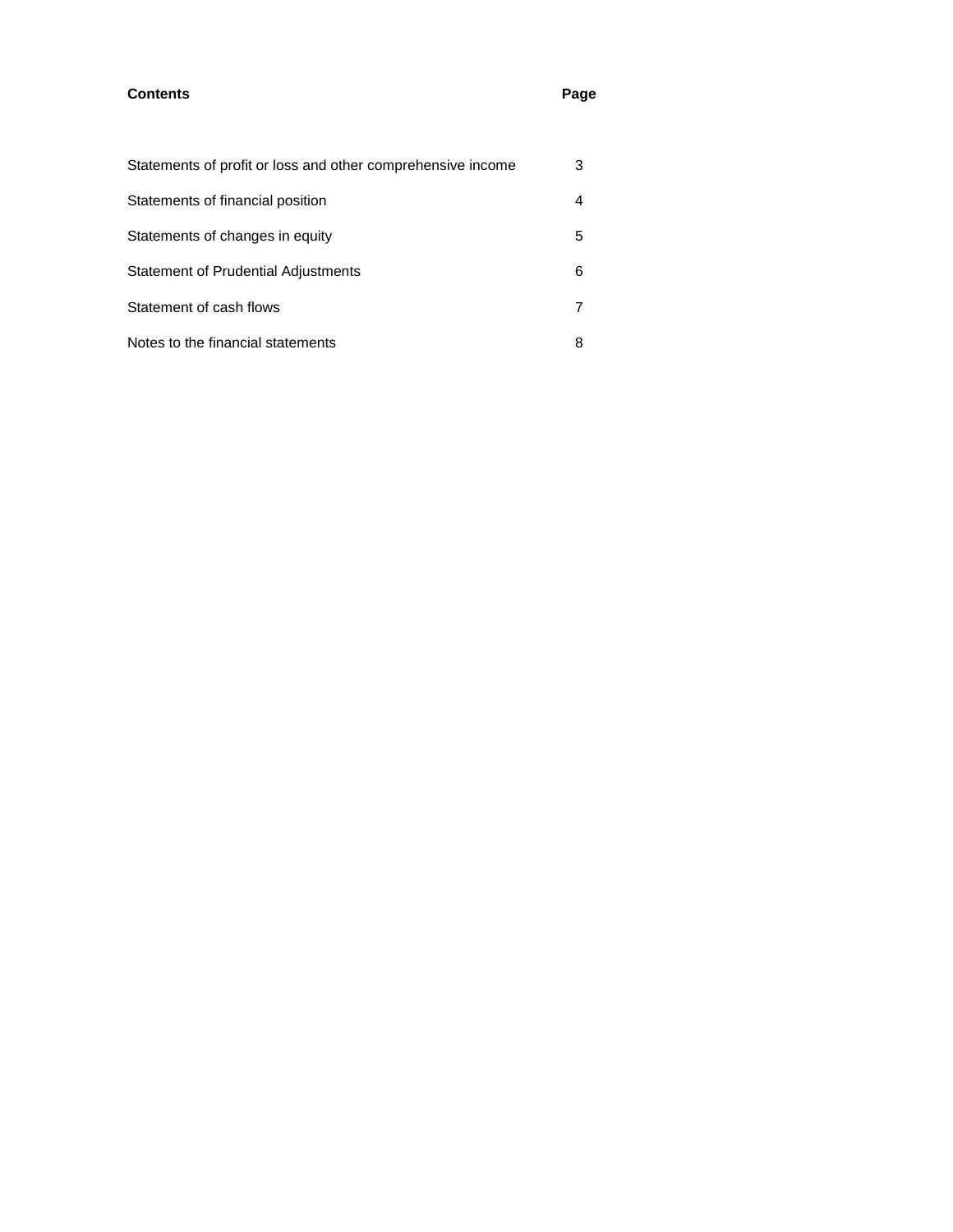| Contents | Page |
| --- | --- |
| Statements of profit or loss and other comprehensive income | 3 |
| Statements of financial position | 4 |
| Statements of changes in equity | 5 |
| Statement of Prudential Adjustments | 6 |
| Statement of cash flows | 7 |
| Notes to the financial statements | 8 |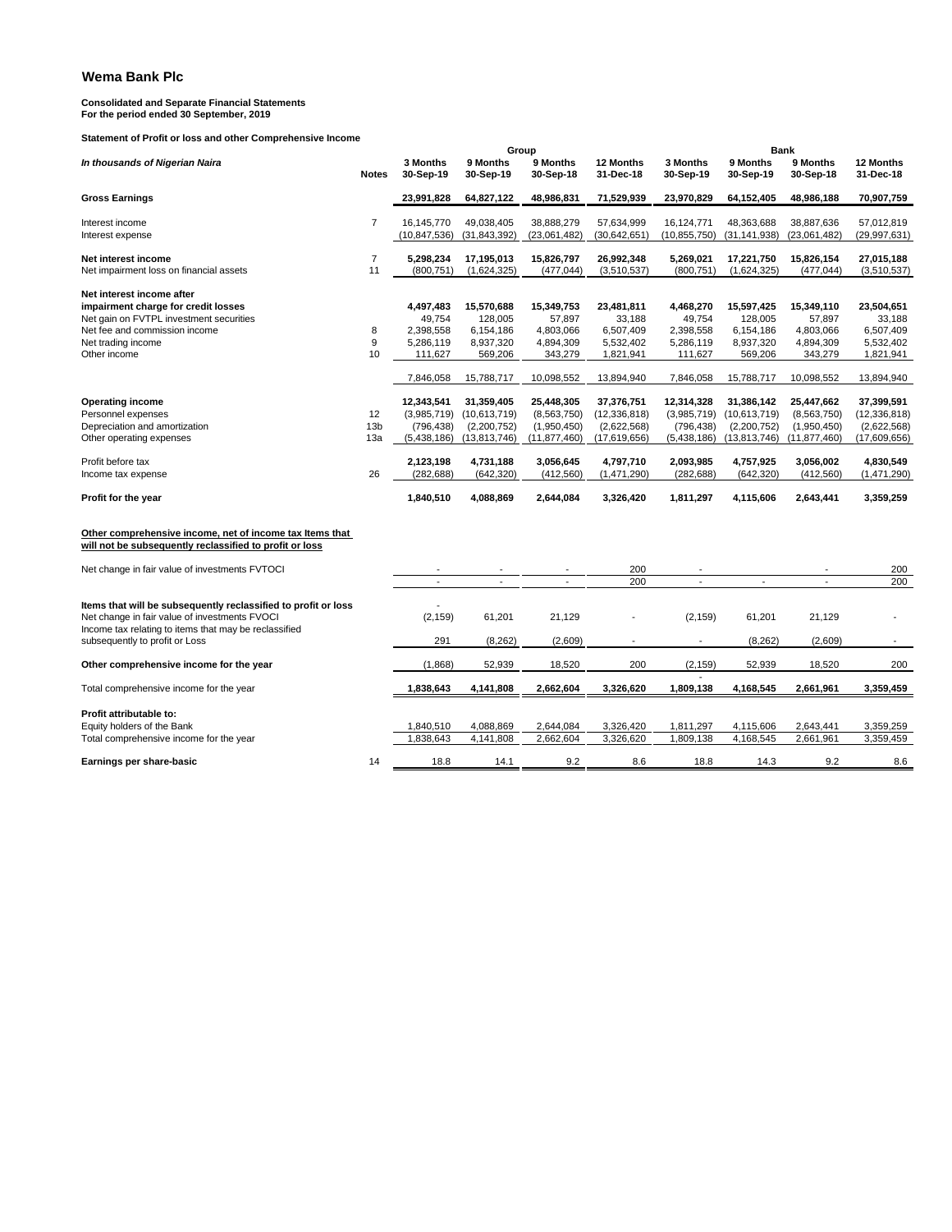# Wema Bank Plc

**Consolidated and Separate Financial Statements**
**For the period ended 30 September, 2019**

**Statement of Profit or loss and other Comprehensive Income**

| *In thousands of Nigerian Naira* | Notes | Group | | | | Bank | | | |
|---|---|---|---|---|---|---|---|---|---|
| | | **3 Months 30-Sep-19** | **9 Months 30-Sep-19** | **9 Months 30-Sep-18** | **12 Months 31-Dec-18** | **3 Months 30-Sep-19** | **9 Months 30-Sep-19** | **9 Months 30-Sep-18** | **12 Months 31-Dec-18** |
| **Gross Earnings** | | **23,991,828** | **64,827,122** | **48,986,831** | **71,529,939** | **23,970,829** | **64,152,405** | **48,986,188** | **70,907,759** |
| Interest income | 7 | 16,145,770 | 49,038,405 | 38,888,279 | 57,634,999 | 16,124,771 | 48,363,688 | 38,887,636 | 57,012,819 |
| Interest expense | | (10,847,536) | (31,843,392) | (23,061,482) | (30,642,651) | (10,855,750) | (31,141,938) | (23,061,482) | (29,997,631) |
| **Net interest income** | 7 | **5,298,234** | **17,195,013** | **15,826,797** | **26,992,348** | **5,269,021** | **17,221,750** | **15,826,154** | **27,015,188** |
| Net impairment loss on financial assets | 11 | (800,751) | (1,624,325) | (477,044) | (3,510,537) | (800,751) | (1,624,325) | (477,044) | (3,510,537) |
| **Net interest income after impairment charge for credit losses** | | **4,497,483** | **15,570,688** | **15,349,753** | **23,481,811** | **4,468,270** | **15,597,425** | **15,349,110** | **23,504,651** |
| Net gain on FVTPL investment securities | | 49,754 | 128,005 | 57,897 | 33,188 | 49,754 | 128,005 | 57,897 | 33,188 |
| Net fee and commission income | 8 | 2,398,558 | 6,154,186 | 4,803,066 | 6,507,409 | 2,398,558 | 6,154,186 | 4,803,066 | 6,507,409 |
| Net trading income | 9 | 5,286,119 | 8,937,320 | 4,894,309 | 5,532,402 | 5,286,119 | 8,937,320 | 4,894,309 | 5,532,402 |
| Other income | 10 | 111,627 | 569,206 | 343,279 | 1,821,941 | 111,627 | 569,206 | 343,279 | 1,821,941 |
| | | 7,846,058 | 15,788,717 | 10,098,552 | 13,894,940 | 7,846,058 | 15,788,717 | 10,098,552 | 13,894,940 |
| **Operating income** | | **12,343,541** | **31,359,405** | **25,448,305** | **37,376,751** | **12,314,328** | **31,386,142** | **25,447,662** | **37,399,591** |
| Personnel expenses | 12 | (3,985,719) | (10,613,719) | (8,563,750) | (12,336,818) | (3,985,719) | (10,613,719) | (8,563,750) | (12,336,818) |
| Depreciation and amortization | 13b | (796,438) | (2,200,752) | (1,950,450) | (2,622,568) | (796,438) | (2,200,752) | (1,950,450) | (2,622,568) |
| Other operating expenses | 13a | (5,438,186) | (13,813,746) | (11,877,460) | (17,619,656) | (5,438,186) | (13,813,746) | (11,877,460) | (17,609,656) |
| Profit before tax | | **2,123,198** | **4,731,188** | **3,056,645** | **4,797,710** | **2,093,985** | **4,757,925** | **3,056,002** | **4,830,549** |
| Income tax expense | 26 | (282,688) | (642,320) | (412,560) | (1,471,290) | (282,688) | (642,320) | (412,560) | (1,471,290) |
| **Profit for the year** | | **1,840,510** | **4,088,869** | **2,644,084** | **3,326,420** | **1,811,297** | **4,115,606** | **2,643,441** | **3,359,259** |
| **Other comprehensive income, net of income tax Items that will not be subsequently reclassified to profit or loss** | | | | | | | | | |
| Net change in fair value of investments FVTOCI | | - | - | - | 200 | - | | - | 200 |
| | | - | - | - | 200 | - | - | - | 200 |
| **Items that will be subsequently reclassified to profit or loss** | | - | | | | | | | |
| Net change in fair value of investments FVOCI | | (2,159) | 61,201 | 21,129 | - | (2,159) | 61,201 | 21,129 | - |
| Income tax relating to items that may be reclassified subsequently to profit or Loss | | 291 | (8,262) | (2,609) | - | - | (8,262) | (2,609) | - |
| **Other comprehensive income for the year** | | (1,868) | 52,939 | 18,520 | 200 | (2,159) | 52,939 | 18,520 | 200 |
| Total comprehensive income for the year | | **1,838,643** | **4,141,808** | **2,662,604** | **3,326,620** | **1,809,138** | **4,168,545** | **2,661,961** | **3,359,459** |
| **Profit attributable to:** | | | | | | | | | |
| Equity holders of the Bank | | 1,840,510 | 4,088,869 | 2,644,084 | 3,326,420 | 1,811,297 | 4,115,606 | 2,643,441 | 3,359,259 |
| Total comprehensive income for the year | | 1,838,643 | 4,141,808 | 2,662,604 | 3,326,620 | 1,809,138 | 4,168,545 | 2,661,961 | 3,359,459 |
| **Earnings per share-basic** | 14 | 18.8 | 14.1 | 9.2 | 8.6 | 18.8 | 14.3 | 9.2 | 8.6 |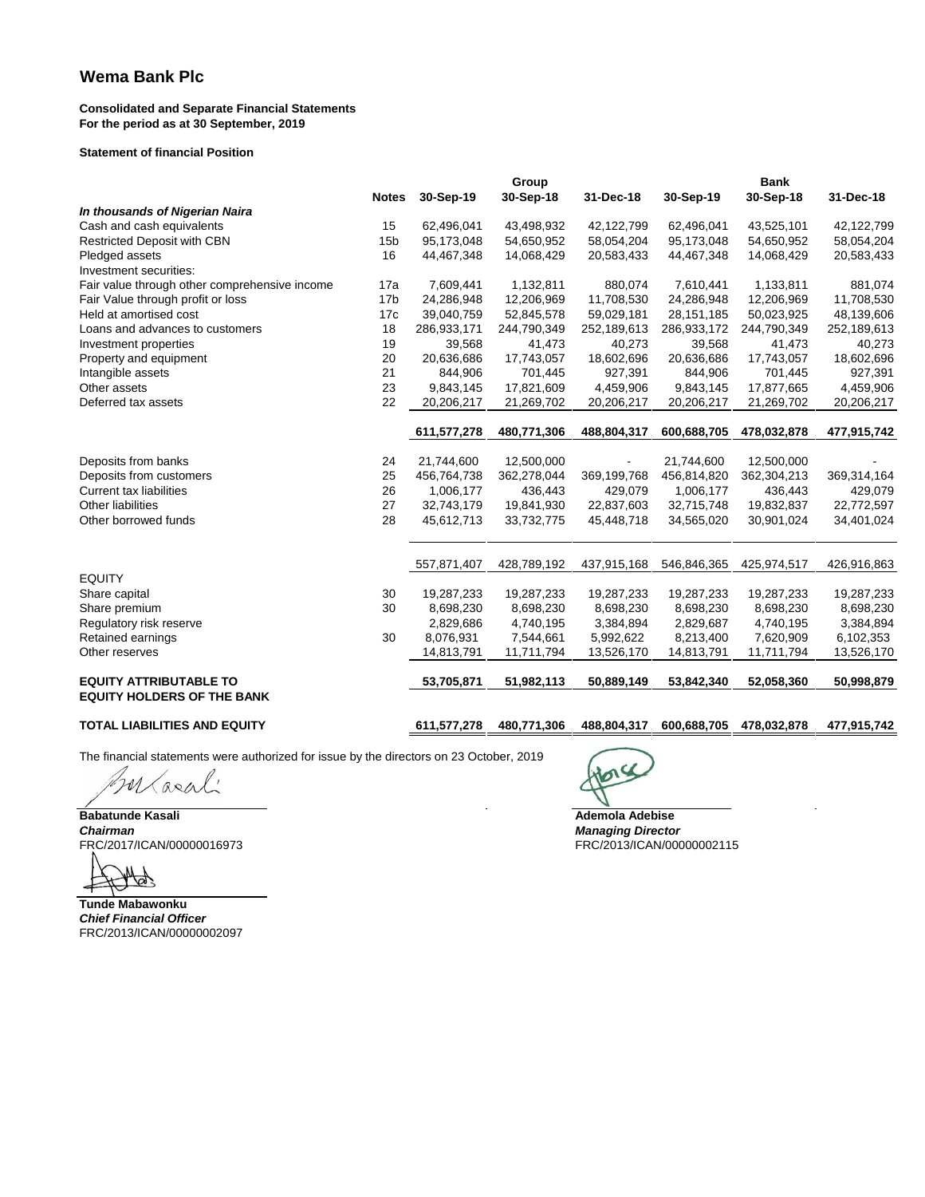# Wema Bank Plc

**Consolidated and Separate Financial Statements**
**For the period as at 30 September, 2019**

**Statement of financial Position**

| | Notes | Group | | | Bank | | |
|---|---|---|---|---|---|---|---|
| | | 30-Sep-19 | 30-Sep-18 | 31-Dec-18 | 30-Sep-19 | 30-Sep-18 | 31-Dec-18 |
| ***In thousands of Nigerian Naira*** | | | | | | | |
| Cash and cash equivalents | 15 | 62,496,041 | 43,498,932 | 42,122,799 | 62,496,041 | 43,525,101 | 42,122,799 |
| Restricted Deposit with CBN | 15b | 95,173,048 | 54,650,952 | 58,054,204 | 95,173,048 | 54,650,952 | 58,054,204 |
| Pledged assets | 16 | 44,467,348 | 14,068,429 | 20,583,433 | 44,467,348 | 14,068,429 | 20,583,433 |
| Investment securities: | | | | | | | |
| Fair value through other comprehensive income | 17a | 7,609,441 | 1,132,811 | 880,074 | 7,610,441 | 1,133,811 | 881,074 |
| Fair Value through profit or loss | 17b | 24,286,948 | 12,206,969 | 11,708,530 | 24,286,948 | 12,206,969 | 11,708,530 |
| Held at amortised cost | 17c | 39,040,759 | 52,845,578 | 59,029,181 | 28,151,185 | 50,023,925 | 48,139,606 |
| Loans and advances to customers | 18 | 286,933,171 | 244,790,349 | 252,189,613 | 286,933,172 | 244,790,349 | 252,189,613 |
| Investment properties | 19 | 39,568 | 41,473 | 40,273 | 39,568 | 41,473 | 40,273 |
| Property and equipment | 20 | 20,636,686 | 17,743,057 | 18,602,696 | 20,636,686 | 17,743,057 | 18,602,696 |
| Intangible assets | 21 | 844,906 | 701,445 | 927,391 | 844,906 | 701,445 | 927,391 |
| Other assets | 23 | 9,843,145 | 17,821,609 | 4,459,906 | 9,843,145 | 17,877,665 | 4,459,906 |
| Deferred tax assets | 22 | 20,206,217 | 21,269,702 | 20,206,217 | 20,206,217 | 21,269,702 | 20,206,217 |
| | | **611,577,278** | **480,771,306** | **488,804,317** | **600,688,705** | **478,032,878** | **477,915,742** |
| Deposits from banks | 24 | 21,744,600 | 12,500,000 | - | 21,744,600 | 12,500,000 | - |
| Deposits from customers | 25 | 456,764,738 | 362,278,044 | 369,199,768 | 456,814,820 | 362,304,213 | 369,314,164 |
| Current tax liabilities | 26 | 1,006,177 | 436,443 | 429,079 | 1,006,177 | 436,443 | 429,079 |
| Other liabilities | 27 | 32,743,179 | 19,841,930 | 22,837,603 | 32,715,748 | 19,832,837 | 22,772,597 |
| Other borrowed funds | 28 | 45,612,713 | 33,732,775 | 45,448,718 | 34,565,020 | 30,901,024 | 34,401,024 |
| | | 557,871,407 | 428,789,192 | 437,915,168 | 546,846,365 | 425,974,517 | 426,916,863 |
| EQUITY | | | | | | | |
| Share capital | 30 | 19,287,233 | 19,287,233 | 19,287,233 | 19,287,233 | 19,287,233 | 19,287,233 |
| Share premium | 30 | 8,698,230 | 8,698,230 | 8,698,230 | 8,698,230 | 8,698,230 | 8,698,230 |
| Regulatory risk reserve | | 2,829,686 | 4,740,195 | 3,384,894 | 2,829,687 | 4,740,195 | 3,384,894 |
| Retained earnings | 30 | 8,076,931 | 7,544,661 | 5,992,622 | 8,213,400 | 7,620,909 | 6,102,353 |
| Other reserves | | 14,813,791 | 11,711,794 | 13,526,170 | 14,813,791 | 11,711,794 | 13,526,170 |
| **EQUITY ATTRIBUTABLE TO EQUITY HOLDERS OF THE BANK** | | **53,705,871** | **51,982,113** | **50,889,149** | **53,842,340** | **52,058,360** | **50,998,879** |
| **TOTAL LIABILITIES AND EQUITY** | | **611,577,278** | **480,771,306** | **488,804,317** | **600,688,705** | **478,032,878** | **477,915,742** |

The financial statements were authorized for issue by the directors on 23 October, 2019

**Babatunde Kasali**
***Chairman***
FRC/2017/ICAN/00000016973

**Ademola Adebise**
***Managing Director***
FRC/2013/ICAN/00000002115

**Tunde Mabawonku**
***Chief Financial Officer***
FRC/2013/ICAN/00000002097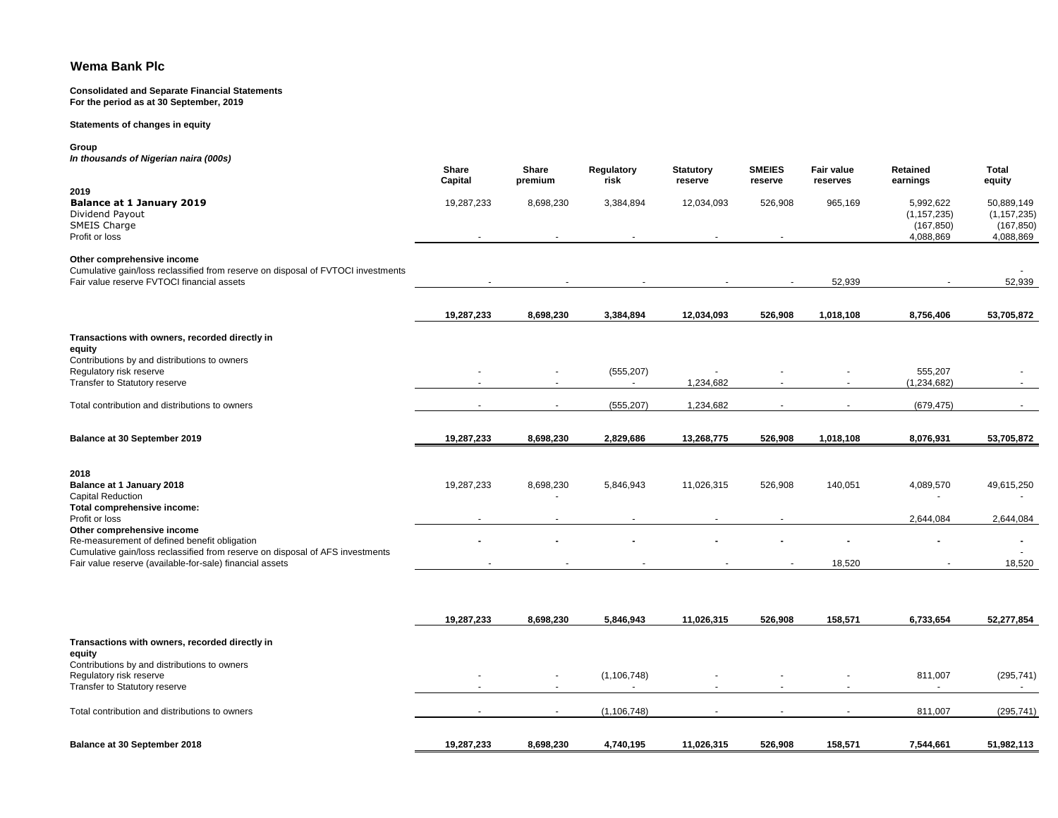# Wema Bank Plc

**Consolidated and Separate Financial Statements**
**For the period as at 30 September, 2019**

**Statements of changes in equity**

**Group**
***In thousands of Nigerian naira (000s)***

| | Share Capital | Share premium | Regulatory risk | Statutory reserve | SMEIES reserve | Fair value reserves | Retained earnings | Total equity |
|---|---|---|---|---|---|---|---|---|
| **2019** | | | | | | | | |
| **Balance at 1 January 2019** | 19,287,233 | 8,698,230 | 3,384,894 | 12,034,093 | 526,908 | 965,169 | 5,992,622 | 50,889,149 |
| Dividend Payout | | | | | | | (1,157,235) | (1,157,235) |
| SMEIS Charge | | | | | | | (167,850) | (167,850) |
| Profit or loss | - | - | - | - | - | | 4,088,869 | 4,088,869 |
| **Other comprehensive income** | | | | | | | | |
| Cumulative gain/loss reclassified from reserve on disposal of FVTOCI investments | | | | | | | | - |
| Fair value reserve FVTOCI financial assets | - | - | - | - | - | 52,939 | - | 52,939 |
| | **19,287,233** | **8,698,230** | **3,384,894** | **12,034,093** | **526,908** | **1,018,108** | **8,756,406** | **53,705,872** |
| **Transactions with owners, recorded directly in equity** | | | | | | | | |
| Contributions by and distributions to owners | | | | | | | | |
| Regulatory risk reserve | - | - | (555,207) | - | - | - | 555,207 | - |
| Transfer to Statutory reserve | - | - | - | 1,234,682 | - | - | (1,234,682) | - |
| Total contribution and distributions to owners | - | - | (555,207) | 1,234,682 | - | - | (679,475) | - |
| **Balance at 30 September 2019** | **19,287,233** | **8,698,230** | **2,829,686** | **13,268,775** | **526,908** | **1,018,108** | **8,076,931** | **53,705,872** |
| **2018** | | | | | | | | |
| **Balance at 1 January 2018** | 19,287,233 | 8,698,230 | 5,846,943 | 11,026,315 | 526,908 | 140,051 | 4,089,570 | 49,615,250 |
| Capital Reduction | | - | | | | | - | - |
| **Total comprehensive income:** | | | | | | | | |
| Profit or loss | - | - | - | - | - | | 2,644,084 | 2,644,084 |
| **Other comprehensive income** | | | | | | | | |
| Re-measurement of defined benefit obligation | - | - | - | - | - | - | - | - |
| Cumulative gain/loss reclassified from reserve on disposal of AFS investments | | | | | | | | - |
| Fair value reserve (available-for-sale) financial assets | - | - | - | - | - | 18,520 | - | 18,520 |
| | **19,287,233** | **8,698,230** | **5,846,943** | **11,026,315** | **526,908** | **158,571** | **6,733,654** | **52,277,854** |
| **Transactions with owners, recorded directly in equity** | | | | | | | | |
| Contributions by and distributions to owners | | | | | | | | |
| Regulatory risk reserve | - | - | (1,106,748) | - | - | - | 811,007 | (295,741) |
| Transfer to Statutory reserve | - | - | - | - | - | - | - | - |
| Total contribution and distributions to owners | - | - | (1,106,748) | - | - | - | 811,007 | (295,741) |
| **Balance at 30 September 2018** | **19,287,233** | **8,698,230** | **4,740,195** | **11,026,315** | **526,908** | **158,571** | **7,544,661** | **51,982,113** |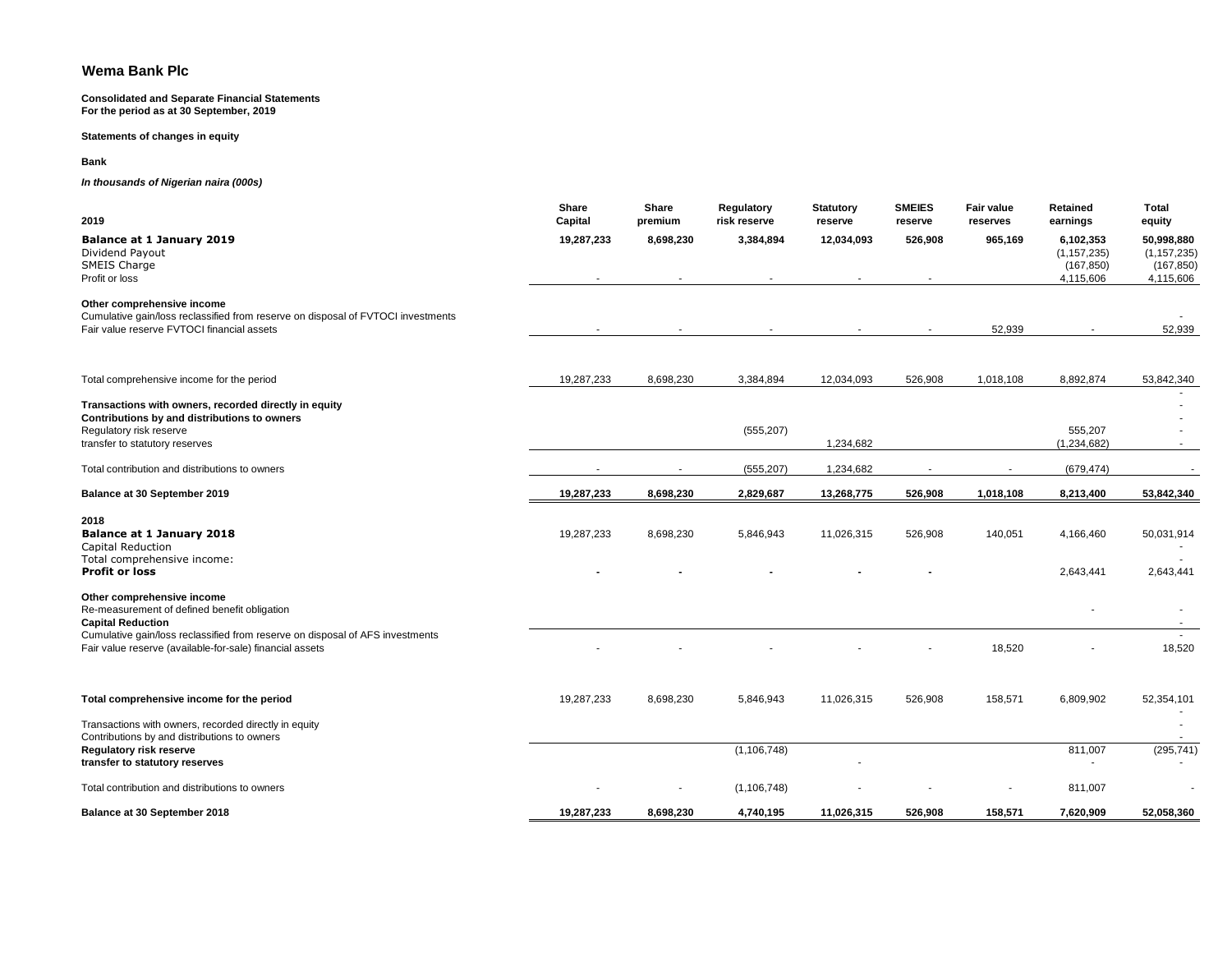# Wema Bank Plc

**Consolidated and Separate Financial Statements**
**For the period as at 30 September, 2019**

**Statements of changes in equity**

**Bank**

***In thousands of Nigerian naira (000s)***

| 2019 | Share Capital | Share premium | Regulatory risk reserve | Statutory reserve | SMEIES reserve | Fair value reserves | Retained earnings | Total equity |
|---|---|---|---|---|---|---|---|---|
| **Balance at 1 January 2019** | **19,287,233** | **8,698,230** | **3,384,894** | **12,034,093** | **526,908** | **965,169** | **6,102,353** | **50,998,880** |
| Dividend Payout | | | | | | | (1,157,235) | (1,157,235) |
| SMEIS Charge | | | | | | | (167,850) | (167,850) |
| Profit or loss | - | - | - | - | - | | 4,115,606 | 4,115,606 |
| **Other comprehensive income** | | | | | | | | |
| Cumulative gain/loss reclassified from reserve on disposal of FVTOCI investments | | | | | | | | - |
| Fair value reserve FVTOCI financial assets | - | - | - | - | - | 52,939 | - | 52,939 |
| Total comprehensive income for the period | 19,287,233 | 8,698,230 | 3,384,894 | 12,034,093 | 526,908 | 1,018,108 | 8,892,874 | 53,842,340 |
| **Transactions with owners, recorded directly in equity** | | | | | | | | - |
| **Contributions by and distributions to owners** | | | | | | | | - |
| Regulatory risk reserve | | | (555,207) | | | | 555,207 | - |
| transfer to statutory reserves | | | | 1,234,682 | | | (1,234,682) | - |
| Total contribution and distributions to owners | - | - | (555,207) | 1,234,682 | - | - | (679,474) | - |
| **Balance at 30 September 2019** | **19,287,233** | **8,698,230** | **2,829,687** | **13,268,775** | **526,908** | **1,018,108** | **8,213,400** | **53,842,340** |
| **2018** | | | | | | | | |
| **Balance at 1 January 2018** | 19,287,233 | 8,698,230 | 5,846,943 | 11,026,315 | 526,908 | 140,051 | 4,166,460 | 50,031,914 |
| Capital Reduction | | | | | | | | - |
| Total comprehensive income: | | | | | | | | - |
| **Profit or loss** | **-** | **-** | **-** | **-** | **-** | | 2,643,441 | 2,643,441 |
| **Other comprehensive income** | | | | | | | | |
| Re-measurement of defined benefit obligation | | | | | | | - | - |
| **Capital Reduction** | | | | | | | | - |
| Cumulative gain/loss reclassified from reserve on disposal of AFS investments | | | | | | | | - |
| Fair value reserve (available-for-sale) financial assets | - | - | - | - | - | 18,520 | - | 18,520 |
| **Total comprehensive income for the period** | 19,287,233 | 8,698,230 | 5,846,943 | 11,026,315 | 526,908 | 158,571 | 6,809,902 | 52,354,101 |
| Transactions with owners, recorded directly in equity | | | | | | | | - |
| Contributions by and distributions to owners | | | | | | | | - |
| **Regulatory risk reserve** | | | (1,106,748) | | | | 811,007 | (295,741) |
| **transfer to statutory reserves** | | | | - | | | - | - |
| Total contribution and distributions to owners | - | - | (1,106,748) | - | - | - | 811,007 | - |
| **Balance at 30 September 2018** | **19,287,233** | **8,698,230** | **4,740,195** | **11,026,315** | **526,908** | **158,571** | **7,620,909** | **52,058,360** |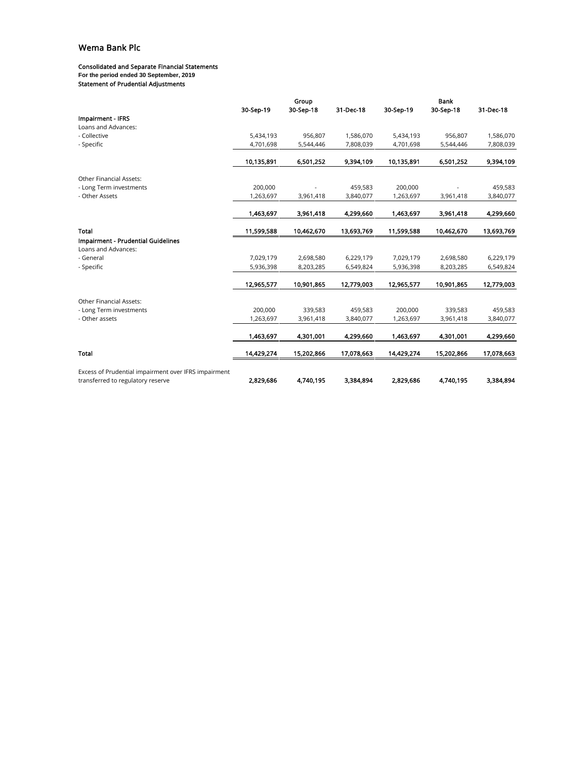## Wema Bank Plc

**Consolidated and Separate Financial Statements**
**For the period ended 30 September, 2019**
**Statement of Prudential Adjustments**

| | Group | | | Bank | | |
|---|---|---|---|---|---|---|
| | 30-Sep-19 | 30-Sep-18 | 31-Dec-18 | 30-Sep-19 | 30-Sep-18 | 31-Dec-18 |
| **Impairment - IFRS** | | | | | | |
| Loans and Advances: | | | | | | |
| - Collective | 5,434,193 | 956,807 | 1,586,070 | 5,434,193 | 956,807 | 1,586,070 |
| - Specific | 4,701,698 | 5,544,446 | 7,808,039 | 4,701,698 | 5,544,446 | 7,808,039 |
| | **10,135,891** | **6,501,252** | **9,394,109** | **10,135,891** | **6,501,252** | **9,394,109** |
| Other Financial Assets: | | | | | | |
| - Long Term investments | 200,000 | - | 459,583 | 200,000 | - | 459,583 |
| - Other Assets | 1,263,697 | 3,961,418 | 3,840,077 | 1,263,697 | 3,961,418 | 3,840,077 |
| | **1,463,697** | **3,961,418** | **4,299,660** | **1,463,697** | **3,961,418** | **4,299,660** |
| **Total** | **11,599,588** | **10,462,670** | **13,693,769** | **11,599,588** | **10,462,670** | **13,693,769** |
| **Impairment - Prudential Guidelines** | | | | | | |
| Loans and Advances: | | | | | | |
| - General | 7,029,179 | 2,698,580 | 6,229,179 | 7,029,179 | 2,698,580 | 6,229,179 |
| - Specific | 5,936,398 | 8,203,285 | 6,549,824 | 5,936,398 | 8,203,285 | 6,549,824 |
| | **12,965,577** | **10,901,865** | **12,779,003** | **12,965,577** | **10,901,865** | **12,779,003** |
| Other Financial Assets: | | | | | | |
| - Long Term investments | 200,000 | 339,583 | 459,583 | 200,000 | 339,583 | 459,583 |
| - Other assets | 1,263,697 | 3,961,418 | 3,840,077 | 1,263,697 | 3,961,418 | 3,840,077 |
| | **1,463,697** | **4,301,001** | **4,299,660** | **1,463,697** | **4,301,001** | **4,299,660** |
| **Total** | **14,429,274** | **15,202,866** | **17,078,663** | **14,429,274** | **15,202,866** | **17,078,663** |
| Excess of Prudential impairment over IFRS impairment transferred to regulatory reserve | **2,829,686** | **4,740,195** | **3,384,894** | **2,829,686** | **4,740,195** | **3,384,894** |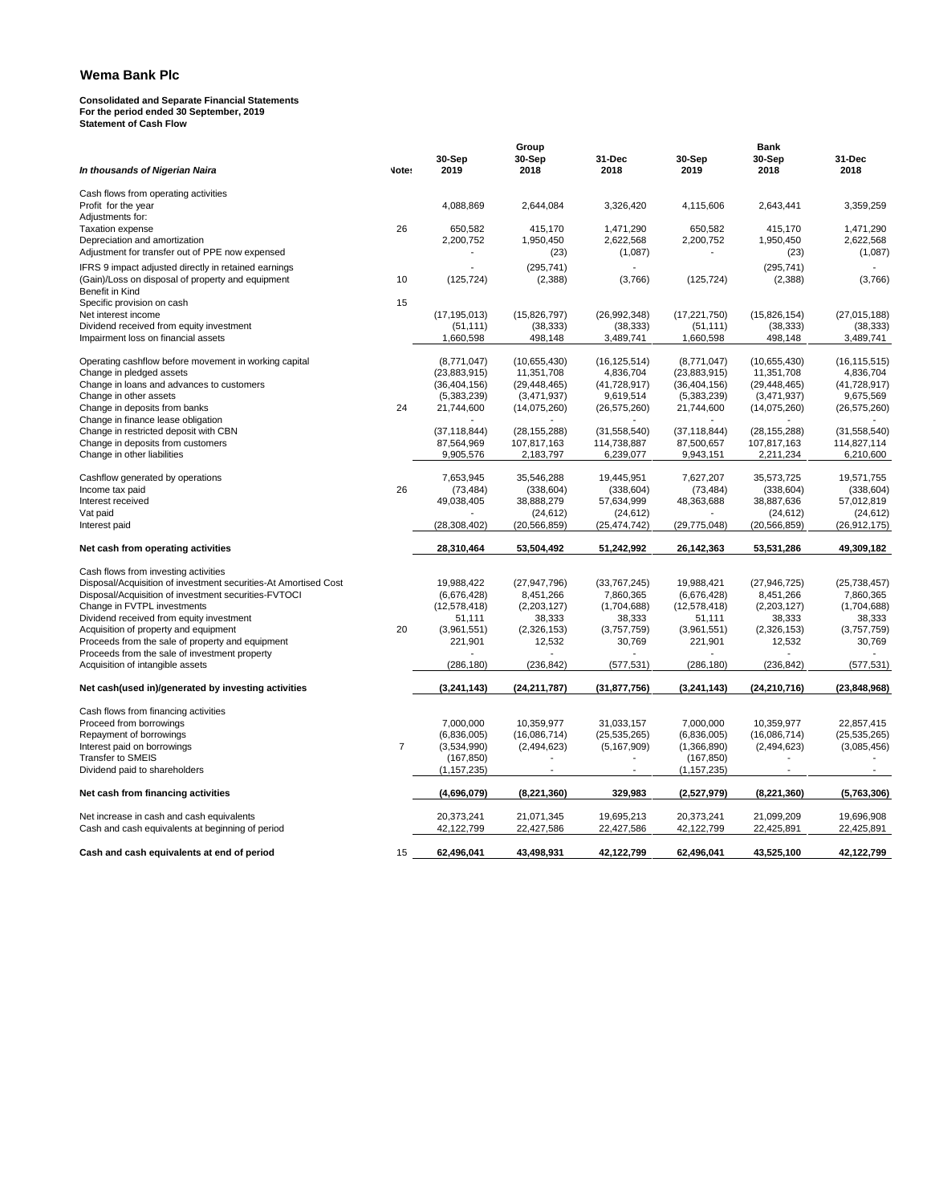# Wema Bank Plc

**Consolidated and Separate Financial Statements**
**For the period ended 30 September, 2019**
**Statement of Cash Flow**

| *In thousands of Nigerian Naira* | Notes | Group 30-Sep 2019 | Group 30-Sep 2018 | Group 31-Dec 2018 | Bank 30-Sep 2019 | Bank 30-Sep 2018 | Bank 31-Dec 2018 |
|---|---|---|---|---|---|---|---|
| Cash flows from operating activities | | | | | | | |
| Profit for the year | | 4,088,869 | 2,644,084 | 3,326,420 | 4,115,606 | 2,643,441 | 3,359,259 |
| Adjustments for: | | | | | | | |
| Taxation expense | 26 | 650,582 | 415,170 | 1,471,290 | 650,582 | 415,170 | 1,471,290 |
| Depreciation and amortization | | 2,200,752 | 1,950,450 | 2,622,568 | 2,200,752 | 1,950,450 | 2,622,568 |
| Adjustment for transfer out of PPE now expensed | | - | (23) | (1,087) | - | (23) | (1,087) |
| IFRS 9 impact adjusted directly in retained earnings | | - | (295,741) | - | | (295,741) | - |
| (Gain)/Loss on disposal of property and equipment | 10 | (125,724) | (2,388) | (3,766) | (125,724) | (2,388) | (3,766) |
| Benefit in Kind | | | | | | | |
| Specific provision on cash | 15 | | | | | | |
| Net interest income | | (17,195,013) | (15,826,797) | (26,992,348) | (17,221,750) | (15,826,154) | (27,015,188) |
| Dividend received from equity investment | | (51,111) | (38,333) | (38,333) | (51,111) | (38,333) | (38,333) |
| Impairment loss on financial assets | | 1,660,598 | 498,148 | 3,489,741 | 1,660,598 | 498,148 | 3,489,741 |
| Operating cashflow before movement in working capital | | (8,771,047) | (10,655,430) | (16,125,514) | (8,771,047) | (10,655,430) | (16,115,515) |
| Change in pledged assets | | (23,883,915) | 11,351,708 | 4,836,704 | (23,883,915) | 11,351,708 | 4,836,704 |
| Change in loans and advances to customers | | (36,404,156) | (29,448,465) | (41,728,917) | (36,404,156) | (29,448,465) | (41,728,917) |
| Change in other assets | | (5,383,239) | (3,471,937) | 9,619,514 | (5,383,239) | (3,471,937) | 9,675,569 |
| Change in deposits from banks | 24 | 21,744,600 | (14,075,260) | (26,575,260) | 21,744,600 | (14,075,260) | (26,575,260) |
| Change in finance lease obligation | | - | - | - | - | - | - |
| Change in restricted deposit with CBN | | (37,118,844) | (28,155,288) | (31,558,540) | (37,118,844) | (28,155,288) | (31,558,540) |
| Change in deposits from customers | | 87,564,969 | 107,817,163 | 114,738,887 | 87,500,657 | 107,817,163 | 114,827,114 |
| Change in other liabilities | | 9,905,576 | 2,183,797 | 6,239,077 | 9,943,151 | 2,211,234 | 6,210,600 |
| Cashflow generated by operations | | 7,653,945 | 35,546,288 | 19,445,951 | 7,627,207 | 35,573,725 | 19,571,755 |
| Income tax paid | 26 | (73,484) | (338,604) | (338,604) | (73,484) | (338,604) | (338,604) |
| Interest received | | 49,038,405 | 38,888,279 | 57,634,999 | 48,363,688 | 38,887,636 | 57,012,819 |
| Vat paid | | - | (24,612) | (24,612) | - | (24,612) | (24,612) |
| Interest paid | | (28,308,402) | (20,566,859) | (25,474,742) | (29,775,048) | (20,566,859) | (26,912,175) |
| **Net cash from operating activities** | | **28,310,464** | **53,504,492** | **51,242,992** | **26,142,363** | **53,531,286** | **49,309,182** |
| Cash flows from investing activities | | | | | | | |
| Disposal/Acquisition of investment securities-At Amortised Cost | | 19,988,422 | (27,947,796) | (33,767,245) | 19,988,421 | (27,946,725) | (25,738,457) |
| Disposal/Acquisition of investment securities-FVTOCI | | (6,676,428) | 8,451,266 | 7,860,365 | (6,676,428) | 8,451,266 | 7,860,365 |
| Change in FVTPL investments | | (12,578,418) | (2,203,127) | (1,704,688) | (12,578,418) | (2,203,127) | (1,704,688) |
| Dividend received from equity investment | | 51,111 | 38,333 | 38,333 | 51,111 | 38,333 | 38,333 |
| Acquisition of property and equipment | 20 | (3,961,551) | (2,326,153) | (3,757,759) | (3,961,551) | (2,326,153) | (3,757,759) |
| Proceeds from the sale of property and equipment | | 221,901 | 12,532 | 30,769 | 221,901 | 12,532 | 30,769 |
| Proceeds from the sale of investment property | | - | - | - | - | - | - |
| Acquisition of intangible assets | | (286,180) | (236,842) | (577,531) | (286,180) | (236,842) | (577,531) |
| **Net cash(used in)/generated by investing activities** | | **(3,241,143)** | **(24,211,787)** | **(31,877,756)** | **(3,241,143)** | **(24,210,716)** | **(23,848,968)** |
| Cash flows from financing activities | | | | | | | |
| Proceed from borrowings | | 7,000,000 | 10,359,977 | 31,033,157 | 7,000,000 | 10,359,977 | 22,857,415 |
| Repayment of borrowings | | (6,836,005) | (16,086,714) | (25,535,265) | (6,836,005) | (16,086,714) | (25,535,265) |
| Interest paid on borrowings | 7 | (3,534,990) | (2,494,623) | (5,167,909) | (1,366,890) | (2,494,623) | (3,085,456) |
| Transfer to SMEIS | | (167,850) | - | - | (167,850) | - | - |
| Dividend paid to shareholders | | (1,157,235) | - | - | (1,157,235) | - | - |
| **Net cash from financing activities** | | **(4,696,079)** | **(8,221,360)** | **329,983** | **(2,527,979)** | **(8,221,360)** | **(5,763,306)** |
| Net increase in cash and cash equivalents | | 20,373,241 | 21,071,345 | 19,695,213 | 20,373,241 | 21,099,209 | 19,696,908 |
| Cash and cash equivalents at beginning of period | | 42,122,799 | 22,427,586 | 22,427,586 | 42,122,799 | 22,425,891 | 22,425,891 |
| **Cash and cash equivalents at end of period** | 15 | **62,496,041** | **43,498,931** | **42,122,799** | **62,496,041** | **43,525,100** | **42,122,799** |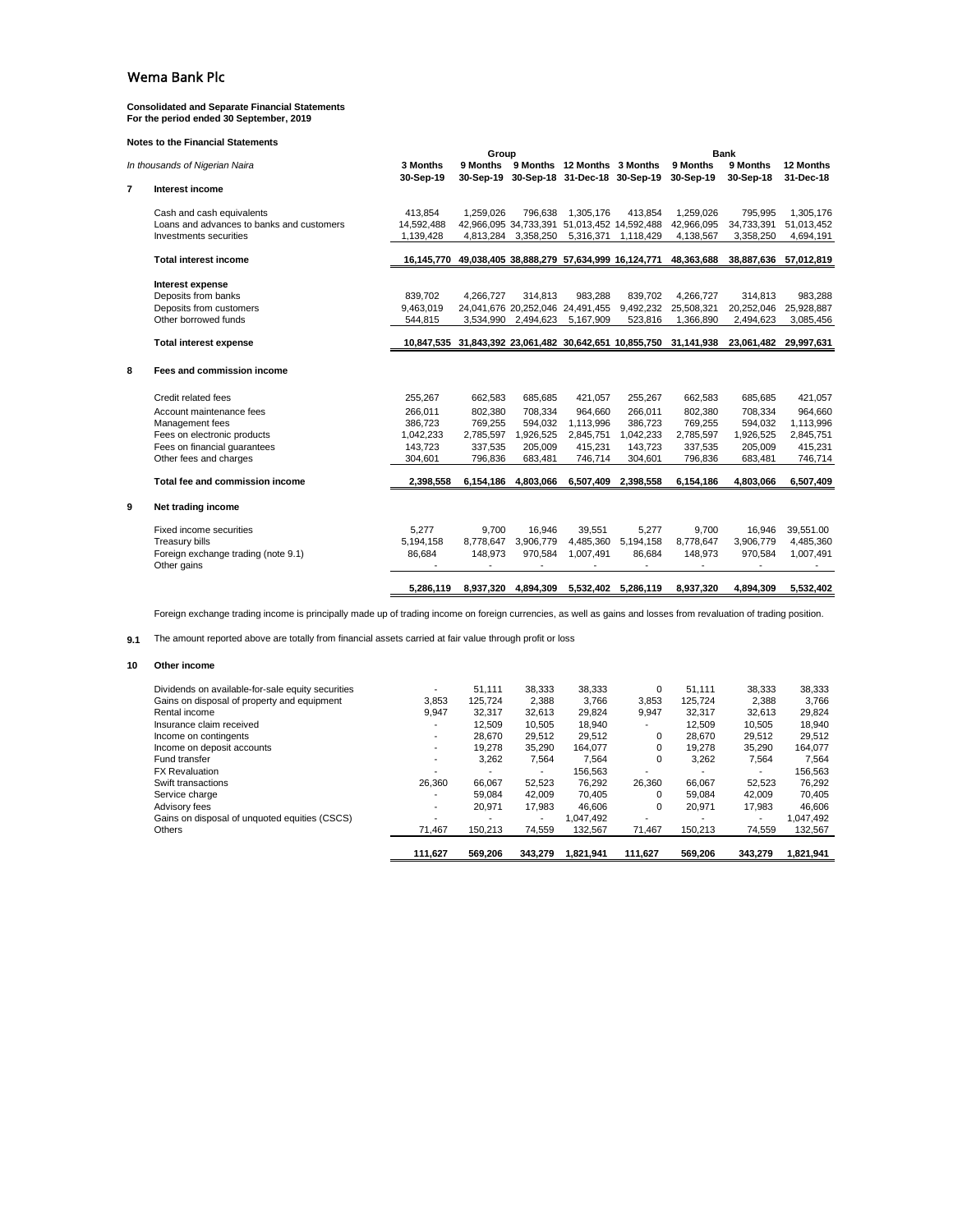# Wema Bank Plc

**Consolidated and Separate Financial Statements**
**For the period ended 30 September, 2019**

**Notes to the Financial Statements**

| | *In thousands of Nigerian Naira* | Group | | | | Bank | | | |
|---|---|---|---|---|---|---|---|---|---|
| | | 3 Months 30-Sep-19 | 9 Months 30-Sep-19 | 9 Months 30-Sep-18 | 12 Months 31-Dec-18 | 3 Months 30-Sep-19 | 9 Months 30-Sep-19 | 9 Months 30-Sep-18 | 12 Months 31-Dec-18 |
| **7** | **Interest income** | | | | | | | | |
| | Cash and cash equivalents | 413,854 | 1,259,026 | 796,638 | 1,305,176 | 413,854 | 1,259,026 | 795,995 | 1,305,176 |
| | Loans and advances to banks and customers | 14,592,488 | 42,966,095 | 34,733,391 | 51,013,452 | 14,592,488 | 42,966,095 | 34,733,391 | 51,013,452 |
| | Investments securities | 1,139,428 | 4,813,284 | 3,358,250 | 5,316,371 | 1,118,429 | 4,138,567 | 3,358,250 | 4,694,191 |
| | **Total interest income** | **16,145,770** | **49,038,405** | **38,888,279** | **57,634,999** | **16,124,771** | **48,363,688** | **38,887,636** | **57,012,819** |
| | **Interest expense** | | | | | | | | |
| | Deposits from banks | 839,702 | 4,266,727 | 314,813 | 983,288 | 839,702 | 4,266,727 | 314,813 | 983,288 |
| | Deposits from customers | 9,463,019 | 24,041,676 | 20,252,046 | 24,491,455 | 9,492,232 | 25,508,321 | 20,252,046 | 25,928,887 |
| | Other borrowed funds | 544,815 | 3,534,990 | 2,494,623 | 5,167,909 | 523,816 | 1,366,890 | 2,494,623 | 3,085,456 |
| | **Total interest expense** | **10,847,535** | **31,843,392** | **23,061,482** | **30,642,651** | **10,855,750** | **31,141,938** | **23,061,482** | **29,997,631** |
| **8** | **Fees and commission income** | | | | | | | | |
| | Credit related fees | 255,267 | 662,583 | 685,685 | 421,057 | 255,267 | 662,583 | 685,685 | 421,057 |
| | Account maintenance fees | 266,011 | 802,380 | 708,334 | 964,660 | 266,011 | 802,380 | 708,334 | 964,660 |
| | Management fees | 386,723 | 769,255 | 594,032 | 1,113,996 | 386,723 | 769,255 | 594,032 | 1,113,996 |
| | Fees on electronic products | 1,042,233 | 2,785,597 | 1,926,525 | 2,845,751 | 1,042,233 | 2,785,597 | 1,926,525 | 2,845,751 |
| | Fees on financial guarantees | 143,723 | 337,535 | 205,009 | 415,231 | 143,723 | 337,535 | 205,009 | 415,231 |
| | Other fees and charges | 304,601 | 796,836 | 683,481 | 746,714 | 304,601 | 796,836 | 683,481 | 746,714 |
| | **Total fee and commission income** | **2,398,558** | **6,154,186** | **4,803,066** | **6,507,409** | **2,398,558** | **6,154,186** | **4,803,066** | **6,507,409** |
| **9** | **Net trading income** | | | | | | | | |
| | Fixed income securities | 5,277 | 9,700 | 16,946 | 39,551 | 5,277 | 9,700 | 16,946 | 39,551.00 |
| | Treasury bills | 5,194,158 | 8,778,647 | 3,906,779 | 4,485,360 | 5,194,158 | 8,778,647 | 3,906,779 | 4,485,360 |
| | Foreign exchange trading (note 9.1) | 86,684 | 148,973 | 970,584 | 1,007,491 | 86,684 | 148,973 | 970,584 | 1,007,491 |
| | Other gains | - | - | - | - | - | - | - | - |
| | | **5,286,119** | **8,937,320** | **4,894,309** | **5,532,402** | **5,286,119** | **8,937,320** | **4,894,309** | **5,532,402** |

Foreign exchange trading income is principally made up of trading income on foreign currencies, as well as gains and losses from revaluation of trading position.

**9.1** The amount reported above are totally from financial assets carried at fair value through profit or loss

**10 Other income**

| | 3 Months 30-Sep-19 | 9 Months 30-Sep-19 | 9 Months 30-Sep-18 | 12 Months 31-Dec-18 | 3 Months 30-Sep-19 | 9 Months 30-Sep-19 | 9 Months 30-Sep-18 | 12 Months 31-Dec-18 |
|---|---|---|---|---|---|---|---|---|
| Dividends on available-for-sale equity securities | - | 51,111 | 38,333 | 38,333 | 0 | 51,111 | 38,333 | 38,333 |
| Gains on disposal of property and equipment | 3,853 | 125,724 | 2,388 | 3,766 | 3,853 | 125,724 | 2,388 | 3,766 |
| Rental income | 9,947 | 32,317 | 32,613 | 29,824 | 9,947 | 32,317 | 32,613 | 29,824 |
| Insurance claim received | - | 12,509 | 10,505 | 18,940 | - | 12,509 | 10,505 | 18,940 |
| Income on contingents | - | 28,670 | 29,512 | 29,512 | 0 | 28,670 | 29,512 | 29,512 |
| Income on deposit accounts | - | 19,278 | 35,290 | 164,077 | 0 | 19,278 | 35,290 | 164,077 |
| Fund transfer | - | 3,262 | 7,564 | 7,564 | 0 | 3,262 | 7,564 | 7,564 |
| FX Revaluation | - | - | - | 156,563 | - | - | - | 156,563 |
| Swift transactions | 26,360 | 66,067 | 52,523 | 76,292 | 26,360 | 66,067 | 52,523 | 76,292 |
| Service charge | - | 59,084 | 42,009 | 70,405 | 0 | 59,084 | 42,009 | 70,405 |
| Advisory fees | - | 20,971 | 17,983 | 46,606 | 0 | 20,971 | 17,983 | 46,606 |
| Gains on disposal of unquoted equities (CSCS) | - | - | - | 1,047,492 | - | - | - | 1,047,492 |
| Others | 71,467 | 150,213 | 74,559 | 132,567 | 71,467 | 150,213 | 74,559 | 132,567 |
| | **111,627** | **569,206** | **343,279** | **1,821,941** | **111,627** | **569,206** | **343,279** | **1,821,941** |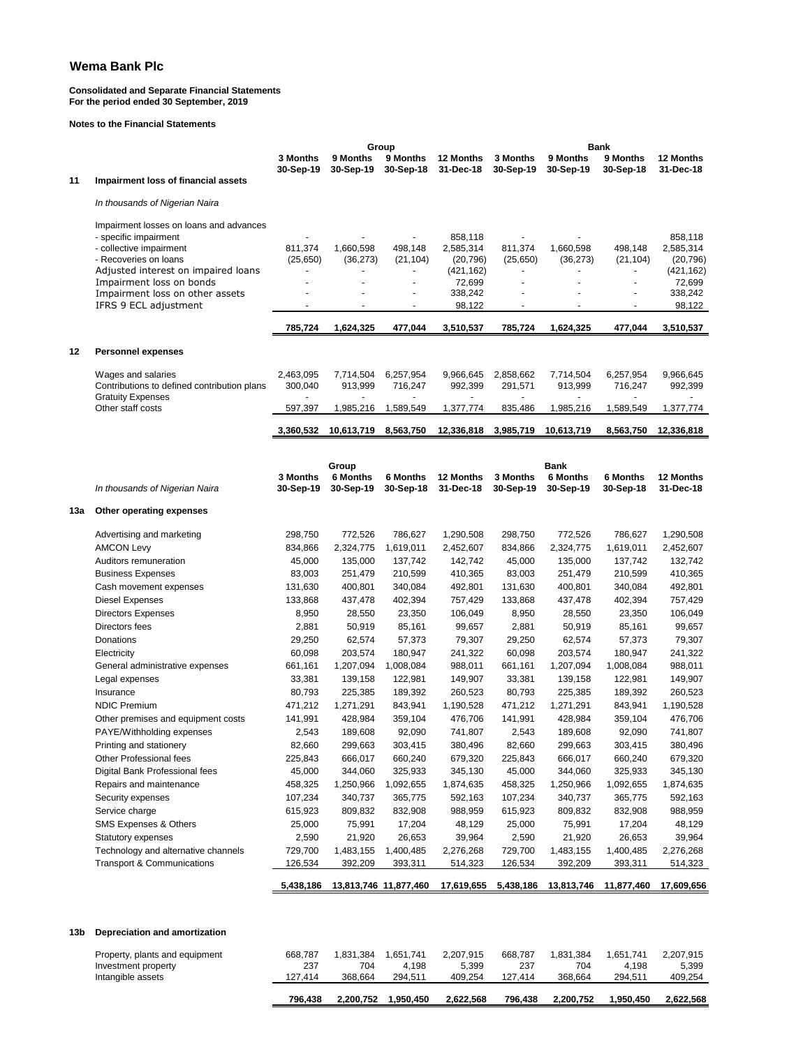# Wema Bank Plc

**Consolidated and Separate Financial Statements**
**For the period ended 30 September, 2019**

**Notes to the Financial Statements**

| | | Group | | | | Bank | | | |
|---|---|---|---|---|---|---|---|---|---|
| | | 3 Months 30-Sep-19 | 9 Months 30-Sep-19 | 9 Months 30-Sep-18 | 12 Months 31-Dec-18 | 3 Months 30-Sep-19 | 9 Months 30-Sep-19 | 9 Months 30-Sep-18 | 12 Months 31-Dec-18 |
| **11** | **Impairment loss of financial assets** | | | | | | | | |
| | *In thousands of Nigerian Naira* | | | | | | | | |
| | Impairment losses on loans and advances | | | | | | | | |
| | - specific impairment | - | - | - | 858,118 | - | - | - | 858,118 |
| | - collective impairment | 811,374 | 1,660,598 | 498,148 | 2,585,314 | 811,374 | 1,660,598 | 498,148 | 2,585,314 |
| | - Recoveries on loans | (25,650) | (36,273) | (21,104) | (20,796) | (25,650) | (36,273) | (21,104) | (20,796) |
| | Adjusted interest on impaired loans | - | - | - | (421,162) | - | - | - | (421,162) |
| | Impairment loss on bonds | - | - | - | 72,699 | - | - | - | 72,699 |
| | Impairment loss on other assets | - | - | - | 338,242 | - | - | - | 338,242 |
| | IFRS 9 ECL adjustment | - | - | - | 98,122 | - | - | - | 98,122 |
| | | **785,724** | **1,624,325** | **477,044** | **3,510,537** | **785,724** | **1,624,325** | **477,044** | **3,510,537** |
| **12** | **Personnel expenses** | | | | | | | | |
| | Wages and salaries | 2,463,095 | 7,714,504 | 6,257,954 | 9,966,645 | 2,858,662 | 7,714,504 | 6,257,954 | 9,966,645 |
| | Contributions to defined contribution plans | 300,040 | 913,999 | 716,247 | 992,399 | 291,571 | 913,999 | 716,247 | 992,399 |
| | Gratuity Expenses | - | - | - | - | - | - | - | - |
| | Other staff costs | 597,397 | 1,985,216 | 1,589,549 | 1,377,774 | 835,486 | 1,985,216 | 1,589,549 | 1,377,774 |
| | | **3,360,532** | **10,613,719** | **8,563,750** | **12,336,818** | **3,985,719** | **10,613,719** | **8,563,750** | **12,336,818** |

| | | Group | | | | Bank | | | |
|---|---|---|---|---|---|---|---|---|---|
| | *In thousands of Nigerian Naira* | 3 Months 30-Sep-19 | 6 Months 30-Sep-19 | 6 Months 30-Sep-18 | 12 Months 31-Dec-18 | 3 Months 30-Sep-19 | 6 Months 30-Sep-19 | 6 Months 30-Sep-18 | 12 Months 31-Dec-18 |
| **13a** | **Other operating expenses** | | | | | | | | |
| | Advertising and marketing | 298,750 | 772,526 | 786,627 | 1,290,508 | 298,750 | 772,526 | 786,627 | 1,290,508 |
| | AMCON Levy | 834,866 | 2,324,775 | 1,619,011 | 2,452,607 | 834,866 | 2,324,775 | 1,619,011 | 2,452,607 |
| | Auditors remuneration | 45,000 | 135,000 | 137,742 | 142,742 | 45,000 | 135,000 | 137,742 | 132,742 |
| | Business Expenses | 83,003 | 251,479 | 210,599 | 410,365 | 83,003 | 251,479 | 210,599 | 410,365 |
| | Cash movement expenses | 131,630 | 400,801 | 340,084 | 492,801 | 131,630 | 400,801 | 340,084 | 492,801 |
| | Diesel Expenses | 133,868 | 437,478 | 402,394 | 757,429 | 133,868 | 437,478 | 402,394 | 757,429 |
| | Directors Expenses | 8,950 | 28,550 | 23,350 | 106,049 | 8,950 | 28,550 | 23,350 | 106,049 |
| | Directors fees | 2,881 | 50,919 | 85,161 | 99,657 | 2,881 | 50,919 | 85,161 | 99,657 |
| | Donations | 29,250 | 62,574 | 57,373 | 79,307 | 29,250 | 62,574 | 57,373 | 79,307 |
| | Electricity | 60,098 | 203,574 | 180,947 | 241,322 | 60,098 | 203,574 | 180,947 | 241,322 |
| | General administrative expenses | 661,161 | 1,207,094 | 1,008,084 | 988,011 | 661,161 | 1,207,094 | 1,008,084 | 988,011 |
| | Legal expenses | 33,381 | 139,158 | 122,981 | 149,907 | 33,381 | 139,158 | 122,981 | 149,907 |
| | Insurance | 80,793 | 225,385 | 189,392 | 260,523 | 80,793 | 225,385 | 189,392 | 260,523 |
| | NDIC Premium | 471,212 | 1,271,291 | 843,941 | 1,190,528 | 471,212 | 1,271,291 | 843,941 | 1,190,528 |
| | Other premises and equipment costs | 141,991 | 428,984 | 359,104 | 476,706 | 141,991 | 428,984 | 359,104 | 476,706 |
| | PAYE/Withholding expenses | 2,543 | 189,608 | 92,090 | 741,807 | 2,543 | 189,608 | 92,090 | 741,807 |
| | Printing and stationery | 82,660 | 299,663 | 303,415 | 380,496 | 82,660 | 299,663 | 303,415 | 380,496 |
| | Other Professional fees | 225,843 | 666,017 | 660,240 | 679,320 | 225,843 | 666,017 | 660,240 | 679,320 |
| | Digital Bank Professional fees | 45,000 | 344,060 | 325,933 | 345,130 | 45,000 | 344,060 | 325,933 | 345,130 |
| | Repairs and maintenance | 458,325 | 1,250,966 | 1,092,655 | 1,874,635 | 458,325 | 1,250,966 | 1,092,655 | 1,874,635 |
| | Security expenses | 107,234 | 340,737 | 365,775 | 592,163 | 107,234 | 340,737 | 365,775 | 592,163 |
| | Service charge | 615,923 | 809,832 | 832,908 | 988,959 | 615,923 | 809,832 | 832,908 | 988,959 |
| | SMS Expenses & Others | 25,000 | 75,991 | 17,204 | 48,129 | 25,000 | 75,991 | 17,204 | 48,129 |
| | Statutory expenses | 2,590 | 21,920 | 26,653 | 39,964 | 2,590 | 21,920 | 26,653 | 39,964 |
| | Technology and alternative channels | 729,700 | 1,483,155 | 1,400,485 | 2,276,268 | 729,700 | 1,483,155 | 1,400,485 | 2,276,268 |
| | Transport & Communications | 126,534 | 392,209 | 393,311 | 514,323 | 126,534 | 392,209 | 393,311 | 514,323 |
| | | **5,438,186** | **13,813,746** | **11,877,460** | **17,619,655** | **5,438,186** | **13,813,746** | **11,877,460** | **17,609,656** |

| | | | | | | | | | |
|---|---|---|---|---|---|---|---|---|---|
| **13b** | **Depreciation and amortization** | | | | | | | | |
| | Property, plants and equipment | 668,787 | 1,831,384 | 1,651,741 | 2,207,915 | 668,787 | 1,831,384 | 1,651,741 | 2,207,915 |
| | Investment property | 237 | 704 | 4,198 | 5,399 | 237 | 704 | 4,198 | 5,399 |
| | Intangible assets | 127,414 | 368,664 | 294,511 | 409,254 | 127,414 | 368,664 | 294,511 | 409,254 |
| | | **796,438** | **2,200,752** | **1,950,450** | **2,622,568** | **796,438** | **2,200,752** | **1,950,450** | **2,622,568** |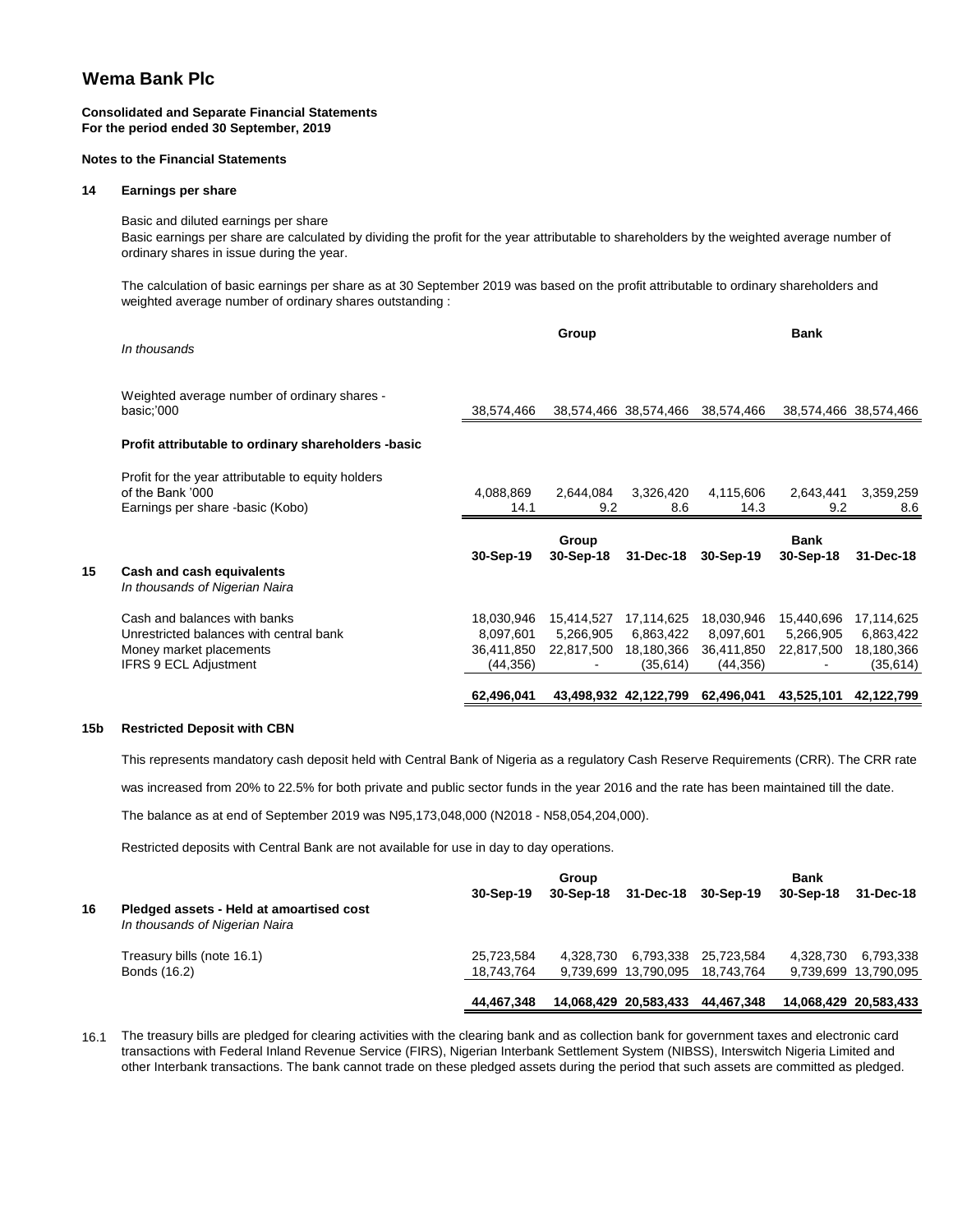# Wema Bank Plc

**Consolidated and Separate Financial Statements**
**For the period ended 30 September, 2019**

**Notes to the Financial Statements**

## 14 Earnings per share

Basic and diluted earnings per share

Basic earnings per share are calculated by dividing the profit for the year attributable to shareholders by the weighted average number of ordinary shares in issue during the year.

The calculation of basic earnings per share as at 30 September 2019 was based on the profit attributable to ordinary shareholders and weighted average number of ordinary shares outstanding :

| *In thousands* | Group | | | Bank | | |
|---|---|---|---|---|---|---|
| Weighted average number of ordinary shares - basic;'000 | 38,574,466 | 38,574,466 | 38,574,466 | 38,574,466 | 38,574,466 | 38,574,466 |
| **Profit attributable to ordinary shareholders -basic** | | | | | | |
| Profit for the year attributable to equity holders of the Bank '000 | 4,088,869 | 2,644,084 | 3,326,420 | 4,115,606 | 2,643,441 | 3,359,259 |
| Earnings per share -basic (Kobo) | 14.1 | 9.2 | 8.6 | 14.3 | 9.2 | 8.6 |

## 15 Cash and cash equivalents

| *In thousands of Nigerian Naira* | Group 30-Sep-19 | Group 30-Sep-18 | Group 31-Dec-18 | Bank 30-Sep-19 | Bank 30-Sep-18 | Bank 31-Dec-18 |
|---|---|---|---|---|---|---|
| Cash and balances with banks | 18,030,946 | 15,414,527 | 17,114,625 | 18,030,946 | 15,440,696 | 17,114,625 |
| Unrestricted balances with central bank | 8,097,601 | 5,266,905 | 6,863,422 | 8,097,601 | 5,266,905 | 6,863,422 |
| Money market placements | 36,411,850 | 22,817,500 | 18,180,366 | 36,411,850 | 22,817,500 | 18,180,366 |
| IFRS 9 ECL Adjustment | (44,356) | - | (35,614) | (44,356) | - | (35,614) |
| | **62,496,041** | **43,498,932** | **42,122,799** | **62,496,041** | **43,525,101** | **42,122,799** |

## 15b Restricted Deposit with CBN

This represents mandatory cash deposit held with Central Bank of Nigeria as a regulatory Cash Reserve Requirements (CRR). The CRR rate was increased from 20% to 22.5% for both private and public sector funds in the year 2016 and the rate has been maintained till the date.

The balance as at end of September 2019 was N95,173,048,000 (N2018 - N58,054,204,000).

Restricted deposits with Central Bank are not available for use in day to day operations.

## 16 Pledged assets - Held at amoartised cost

| *In thousands of Nigerian Naira* | Group 30-Sep-19 | Group 30-Sep-18 | Group 31-Dec-18 | Bank 30-Sep-19 | Bank 30-Sep-18 | Bank 31-Dec-18 |
|---|---|---|---|---|---|---|
| Treasury bills (note 16.1) | 25,723,584 | 4,328,730 | 6,793,338 | 25,723,584 | 4,328,730 | 6,793,338 |
| Bonds (16.2) | 18,743,764 | 9,739,699 | 13,790,095 | 18,743,764 | 9,739,699 | 13,790,095 |
| | **44,467,348** | **14,068,429** | **20,583,433** | **44,467,348** | **14,068,429** | **20,583,433** |

16.1 The treasury bills are pledged for clearing activities with the clearing bank and as collection bank for government taxes and electronic card transactions with Federal Inland Revenue Service (FIRS), Nigerian Interbank Settlement System (NIBSS), Interswitch Nigeria Limited and other Interbank transactions. The bank cannot trade on these pledged assets during the period that such assets are committed as pledged.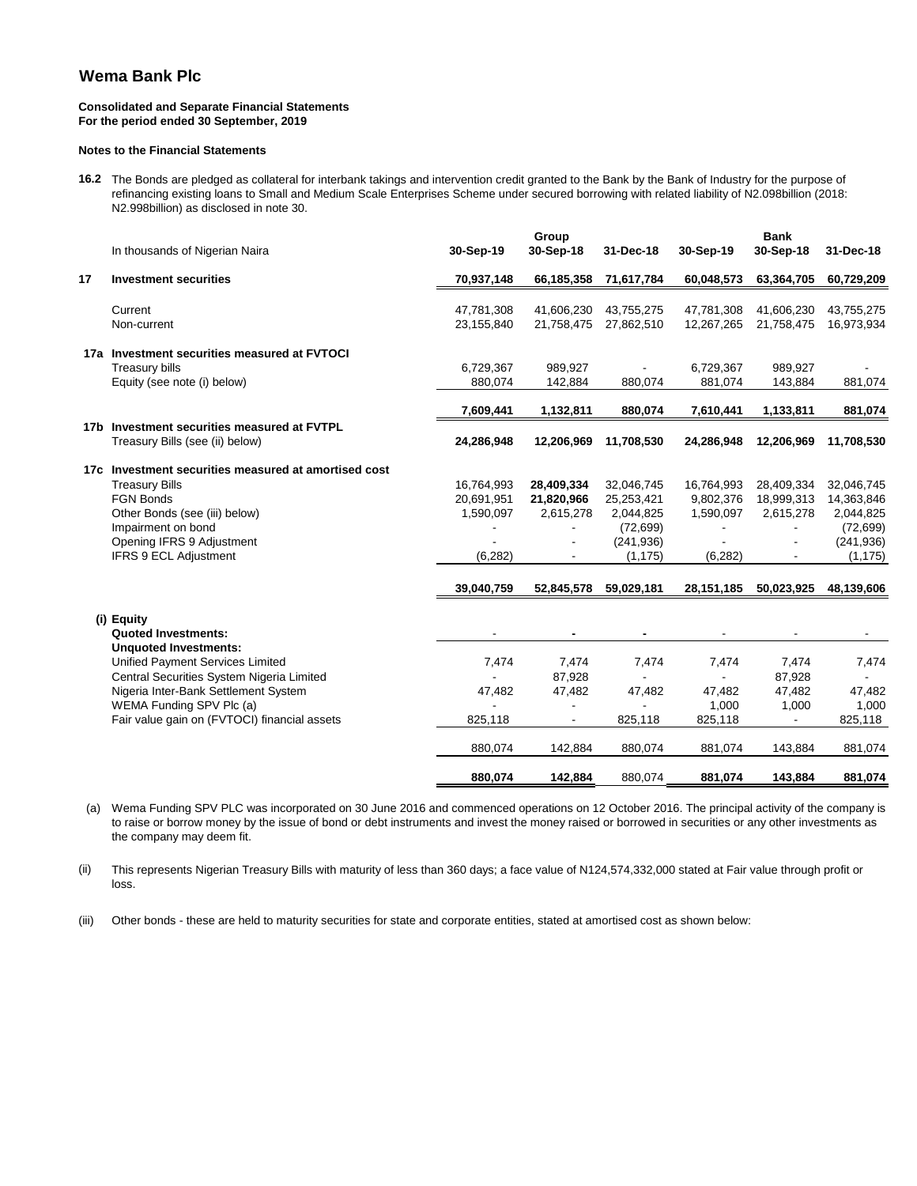# Wema Bank Plc

**Consolidated and Separate Financial Statements**
**For the period ended 30 September, 2019**

**Notes to the Financial Statements**

**16.2** The Bonds are pledged as collateral for interbank takings and intervention credit granted to the Bank by the Bank of Industry for the purpose of refinancing existing loans to Small and Medium Scale Enterprises Scheme under secured borrowing with related liability of N2.098billion (2018: N2.998billion) as disclosed in note 30.

| | In thousands of Nigerian Naira | Group | | | Bank | | |
|---|---|---|---|---|---|---|---|
| | | 30-Sep-19 | 30-Sep-18 | 31-Dec-18 | 30-Sep-19 | 30-Sep-18 | 31-Dec-18 |
| **17** | **Investment securities** | **70,937,148** | **66,185,358** | **71,617,784** | **60,048,573** | **63,364,705** | **60,729,209** |
| | Current | 47,781,308 | 41,606,230 | 43,755,275 | 47,781,308 | 41,606,230 | 43,755,275 |
| | Non-current | 23,155,840 | 21,758,475 | 27,862,510 | 12,267,265 | 21,758,475 | 16,973,934 |
| **17a** | **Investment securities measured at FVTOCI** | | | | | | |
| | Treasury bills | 6,729,367 | 989,927 | - | 6,729,367 | 989,927 | - |
| | Equity (see note (i) below) | 880,074 | 142,884 | 880,074 | 881,074 | 143,884 | 881,074 |
| | | **7,609,441** | **1,132,811** | **880,074** | **7,610,441** | **1,133,811** | **881,074** |
| **17b** | **Investment securities measured at FVTPL** | | | | | | |
| | Treasury Bills (see (ii) below) | **24,286,948** | **12,206,969** | **11,708,530** | **24,286,948** | **12,206,969** | **11,708,530** |
| **17c** | **Investment securities measured at amortised cost** | | | | | | |
| | Treasury Bills | 16,764,993 | **28,409,334** | 32,046,745 | 16,764,993 | 28,409,334 | 32,046,745 |
| | FGN Bonds | 20,691,951 | **21,820,966** | 25,253,421 | 9,802,376 | 18,999,313 | 14,363,846 |
| | Other Bonds (see (iii) below) | 1,590,097 | 2,615,278 | 2,044,825 | 1,590,097 | 2,615,278 | 2,044,825 |
| | Impairment on bond | - | - | (72,699) | - | - | (72,699) |
| | Opening IFRS 9 Adjustment | - | - | (241,936) | - | - | (241,936) |
| | IFRS 9 ECL Adjustment | (6,282) | - | (1,175) | (6,282) | - | (1,175) |
| | | **39,040,759** | **52,845,578** | **59,029,181** | **28,151,185** | **50,023,925** | **48,139,606** |
| **(i)** | **Equity** | | | | | | |
| | **Quoted Investments:** | - | **-** | **-** | - | - | - |
| | **Unquoted Investments:** | | | | | | |
| | Unified Payment Services Limited | 7,474 | 7,474 | 7,474 | 7,474 | 7,474 | 7,474 |
| | Central Securities System Nigeria Limited | - | 87,928 | - | - | 87,928 | - |
| | Nigeria Inter-Bank Settlement System | 47,482 | 47,482 | 47,482 | 47,482 | 47,482 | 47,482 |
| | WEMA Funding SPV Plc (a) | - | - | - | 1,000 | 1,000 | 1,000 |
| | Fair value gain on (FVTOCI) financial assets | 825,118 | - | 825,118 | 825,118 | - | 825,118 |
| | | 880,074 | 142,884 | 880,074 | 881,074 | 143,884 | 881,074 |
| | | **880,074** | **142,884** | 880,074 | **881,074** | **143,884** | **881,074** |

(a) Wema Funding SPV PLC was incorporated on 30 June 2016 and commenced operations on 12 October 2016. The principal activity of the company is to raise or borrow money by the issue of bond or debt instruments and invest the money raised or borrowed in securities or any other investments as the company may deem fit.

(ii) This represents Nigerian Treasury Bills with maturity of less than 360 days; a face value of N124,574,332,000 stated at Fair value through profit or loss.

(iii) Other bonds - these are held to maturity securities for state and corporate entities, stated at amortised cost as shown below: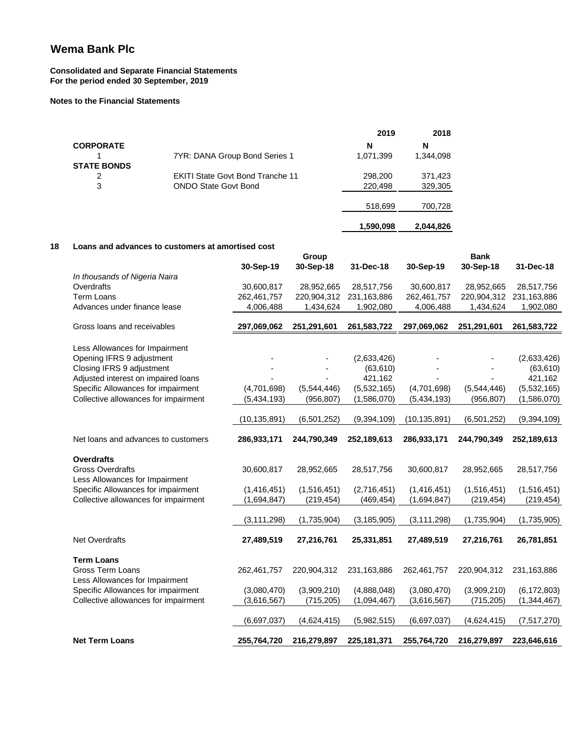## Wema Bank Plc

**Consolidated and Separate Financial Statements**
**For the period ended 30 September, 2019**

**Notes to the Financial Statements**

| | | 2019 | 2018 |
|---|---|---|---|
| **CORPORATE** | | **N** | **N** |
| 1 | 7YR: DANA Group Bond Series 1 | 1,071,399 | 1,344,098 |
| **STATE BONDS** | | | |
| 2 | EKITI State Govt Bond Tranche 11 | 298,200 | 371,423 |
| 3 | ONDO State Govt Bond | 220,498 | 329,305 |
| | | 518,699 | 700,728 |
| | | **1,590,098** | **2,044,826** |

**18 Loans and advances to customers at amortised cost**

| | Group | | | Bank | | |
|---|---|---|---|---|---|---|
| | **30-Sep-19** | **30-Sep-18** | **31-Dec-18** | **30-Sep-19** | **30-Sep-18** | **31-Dec-18** |
| *In thousands of Nigeria Naira* | | | | | | |
| Overdrafts | 30,600,817 | 28,952,665 | 28,517,756 | 30,600,817 | 28,952,665 | 28,517,756 |
| Term Loans | 262,461,757 | 220,904,312 | 231,163,886 | 262,461,757 | 220,904,312 | 231,163,886 |
| Advances under finance lease | 4,006,488 | 1,434,624 | 1,902,080 | 4,006,488 | 1,434,624 | 1,902,080 |
| Gross loans and receivables | **297,069,062** | **251,291,601** | **261,583,722** | **297,069,062** | **251,291,601** | **261,583,722** |
| Less Allowances for Impairment | | | | | | |
| Opening IFRS 9 adjustment | - | - | (2,633,426) | - | - | (2,633,426) |
| Closing IFRS 9 adjustment | - | - | (63,610) | - | - | (63,610) |
| Adjusted interest on impaired loans | - | - | 421,162 | - | - | 421,162 |
| Specific Allowances for impairment | (4,701,698) | (5,544,446) | (5,532,165) | (4,701,698) | (5,544,446) | (5,532,165) |
| Collective allowances for impairment | (5,434,193) | (956,807) | (1,586,070) | (5,434,193) | (956,807) | (1,586,070) |
| | (10,135,891) | (6,501,252) | (9,394,109) | (10,135,891) | (6,501,252) | (9,394,109) |
| Net loans and advances to customers | **286,933,171** | **244,790,349** | **252,189,613** | **286,933,171** | **244,790,349** | **252,189,613** |
| **Overdrafts** | | | | | | |
| Gross Overdrafts | 30,600,817 | 28,952,665 | 28,517,756 | 30,600,817 | 28,952,665 | 28,517,756 |
| Less Allowances for Impairment | | | | | | |
| Specific Allowances for impairment | (1,416,451) | (1,516,451) | (2,716,451) | (1,416,451) | (1,516,451) | (1,516,451) |
| Collective allowances for impairment | (1,694,847) | (219,454) | (469,454) | (1,694,847) | (219,454) | (219,454) |
| | (3,111,298) | (1,735,904) | (3,185,905) | (3,111,298) | (1,735,904) | (1,735,905) |
| Net Overdrafts | **27,489,519** | **27,216,761** | **25,331,851** | **27,489,519** | **27,216,761** | **26,781,851** |
| **Term Loans** | | | | | | |
| Gross Term Loans | 262,461,757 | 220,904,312 | 231,163,886 | 262,461,757 | 220,904,312 | 231,163,886 |
| Less Allowances for Impairment | | | | | | |
| Specific Allowances for impairment | (3,080,470) | (3,909,210) | (4,888,048) | (3,080,470) | (3,909,210) | (6,172,803) |
| Collective allowances for impairment | (3,616,567) | (715,205) | (1,094,467) | (3,616,567) | (715,205) | (1,344,467) |
| | (6,697,037) | (4,624,415) | (5,982,515) | (6,697,037) | (4,624,415) | (7,517,270) |
| **Net Term Loans** | **255,764,720** | **216,279,897** | **225,181,371** | **255,764,720** | **216,279,897** | **223,646,616** |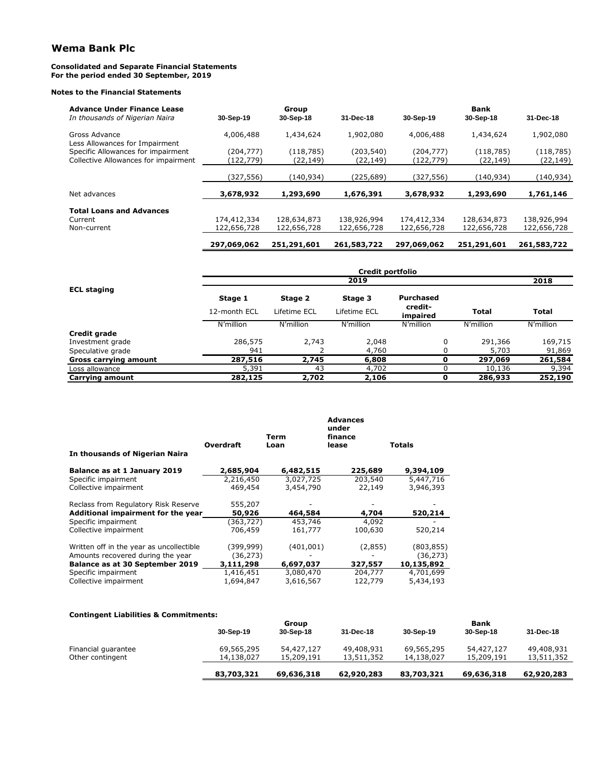# Wema Bank Plc

**Consolidated and Separate Financial Statements**
**For the period ended 30 September, 2019**

**Notes to the Financial Statements**

| **Advance Under Finance Lease** *In thousands of Nigerian Naira* | Group 30-Sep-19 | Group 30-Sep-18 | Group 31-Dec-18 | Bank 30-Sep-19 | Bank 30-Sep-18 | Bank 31-Dec-18 |
|---|---|---|---|---|---|---|
| Gross Advance | 4,006,488 | 1,434,624 | 1,902,080 | 4,006,488 | 1,434,624 | 1,902,080 |
| Less Allowances for Impairment | | | | | | |
| Specific Allowances for impairment | (204,777) | (118,785) | (203,540) | (204,777) | (118,785) | (118,785) |
| Collective Allowances for impairment | (122,779) | (22,149) | (22,149) | (122,779) | (22,149) | (22,149) |
| | (327,556) | (140,934) | (225,689) | (327,556) | (140,934) | (140,934) |
| Net advances | **3,678,932** | **1,293,690** | **1,676,391** | **3,678,932** | **1,293,690** | **1,761,146** |
| **Total Loans and Advances** | | | | | | |
| Current | 174,412,334 | 128,634,873 | 138,926,994 | 174,412,334 | 128,634,873 | 138,926,994 |
| Non-current | 122,656,728 | 122,656,728 | 122,656,728 | 122,656,728 | 122,656,728 | 122,656,728 |
| | **297,069,062** | **251,291,601** | **261,583,722** | **297,069,062** | **251,291,601** | **261,583,722** |

| **ECL staging** | Credit portfolio | | | | | |
|---|---|---|---|---|---|---|
| | 2019 | | | | | 2018 |
| | **Stage 1** 12-month ECL | **Stage 2** Lifetime ECL | **Stage 3** Lifetime ECL | **Purchased credit-impaired** | **Total** | **Total** |
| | N'million | N'million | N'million | N'million | N'million | N'million |
| **Credit grade** | | | | | | |
| Investment grade | 286,575 | 2,743 | 2,048 | 0 | 291,366 | 169,715 |
| Speculative grade | 941 | 2 | 4,760 | 0 | 5,703 | 91,869 |
| **Gross carrying amount** | **287,516** | **2,745** | **6,808** | **0** | **297,069** | **261,584** |
| Loss allowance | 5,391 | 43 | 4,702 | 0 | 10,136 | 9,394 |
| **Carrying amount** | **282,125** | **2,702** | **2,106** | **0** | **286,933** | **252,190** |

| **In thousands of Nigerian Naira** | **Overdraft** | **Term Loan** | **Advances under finance lease** | **Totals** |
|---|---|---|---|---|
| **Balance as at 1 January 2019** | **2,685,904** | **6,482,515** | **225,689** | **9,394,109** |
| Specific impairment | 2,216,450 | 3,027,725 | 203,540 | 5,447,716 |
| Collective impairment | 469,454 | 3,454,790 | 22,149 | 3,946,393 |
| Reclass from Regulatory Risk Reserve | 555,207 | - | - | - |
| **Additional impairment for the year** | **50,926** | **464,584** | **4,704** | **520,214** |
| Specific impairment | (363,727) | 453,746 | 4,092 | - |
| Collective impairment | 706,459 | 161,777 | 100,630 | 520,214 |
| Written off in the year as uncollectible | (399,999) | (401,001) | (2,855) | (803,855) |
| Amounts recovered during the year | (36,273) | - | - | (36,273) |
| **Balance as at 30 September 2019** | **3,111,298** | **6,697,037** | **327,557** | **10,135,892** |
| Specific impairment | 1,416,451 | 3,080,470 | 204,777 | 4,701,699 |
| Collective impairment | 1,694,847 | 3,616,567 | 122,779 | 5,434,193 |

**Contingent Liabilities & Commitments:**

| | Group 30-Sep-19 | Group 30-Sep-18 | Group 31-Dec-18 | Bank 30-Sep-19 | Bank 30-Sep-18 | Bank 31-Dec-18 |
|---|---|---|---|---|---|---|
| Financial guarantee | 69,565,295 | 54,427,127 | 49,408,931 | 69,565,295 | 54,427,127 | 49,408,931 |
| Other contingent | 14,138,027 | 15,209,191 | 13,511,352 | 14,138,027 | 15,209,191 | 13,511,352 |
| | **83,703,321** | **69,636,318** | **62,920,283** | **83,703,321** | **69,636,318** | **62,920,283** |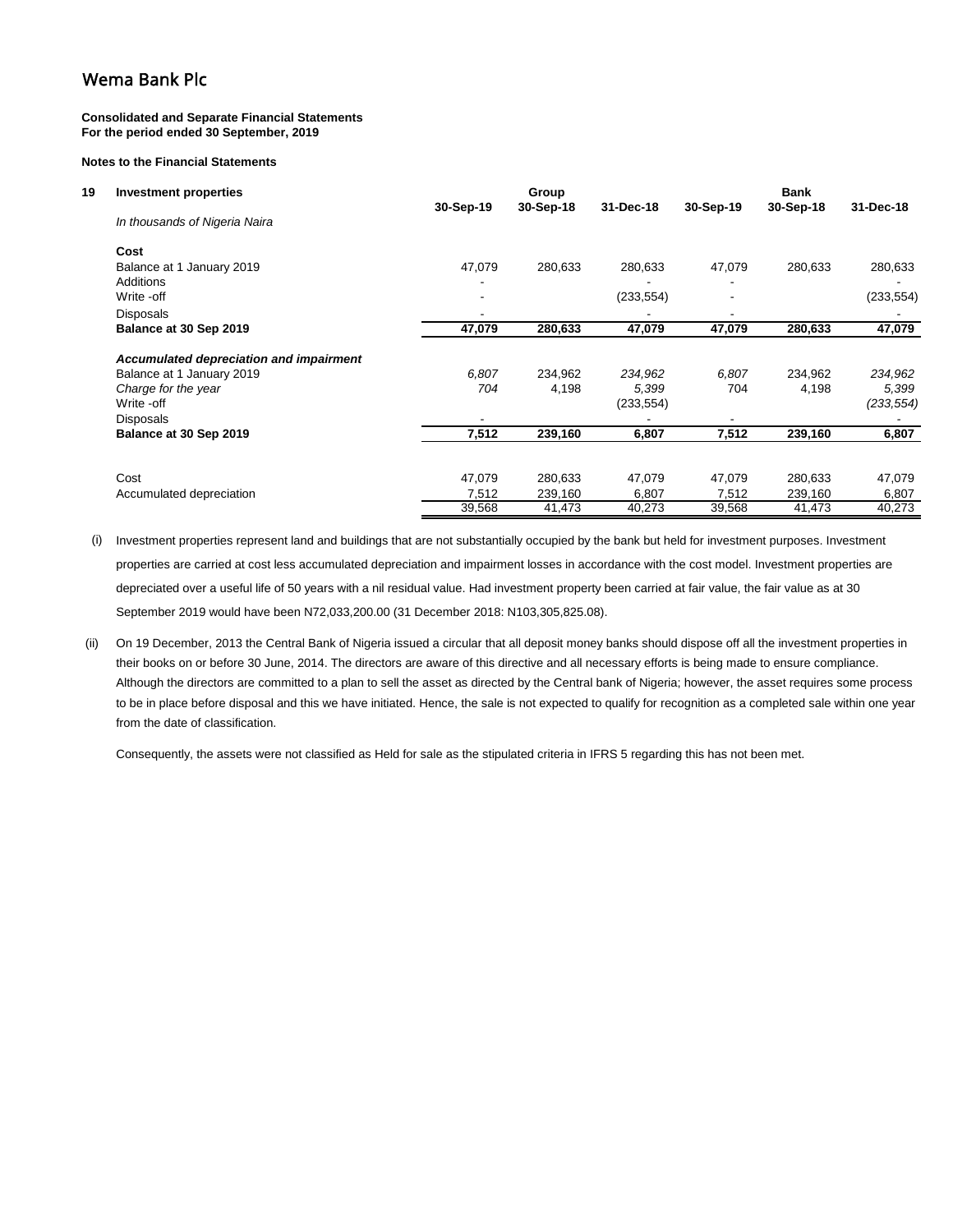# Wema Bank Plc

**Consolidated and Separate Financial Statements**
**For the period ended 30 September, 2019**

**Notes to the Financial Statements**

## 19 Investment properties

| *In thousands of Nigeria Naira* | Group | | | Bank | | |
|---|---|---|---|---|---|---|
| | 30-Sep-19 | 30-Sep-18 | 31-Dec-18 | 30-Sep-19 | 30-Sep-18 | 31-Dec-18 |
| **Cost** | | | | | | |
| Balance at 1 January 2019 | 47,079 | 280,633 | 280,633 | 47,079 | 280,633 | 280,633 |
| Additions | - | | - | - | | - |
| Write -off | - | | (233,554) | - | | (233,554) |
| Disposals | - | | - | - | | - |
| **Balance at 30 Sep 2019** | **47,079** | **280,633** | **47,079** | **47,079** | **280,633** | **47,079** |
| ***Accumulated depreciation and impairment*** | | | | | | |
| Balance at 1 January 2019 | *6,807* | 234,962 | *234,962* | *6,807* | 234,962 | *234,962* |
| *Charge for the year* | *704* | 4,198 | *5,399* | 704 | 4,198 | *5,399* |
| Write -off | | | (233,554) | | | *(233,554)* |
| Disposals | - | | - | - | | - |
| **Balance at 30 Sep 2019** | **7,512** | **239,160** | **6,807** | **7,512** | **239,160** | **6,807** |
| Cost | 47,079 | 280,633 | 47,079 | 47,079 | 280,633 | 47,079 |
| Accumulated depreciation | 7,512 | 239,160 | 6,807 | 7,512 | 239,160 | 6,807 |
| | 39,568 | 41,473 | 40,273 | 39,568 | 41,473 | 40,273 |

(i) Investment properties represent land and buildings that are not substantially occupied by the bank but held for investment purposes. Investment properties are carried at cost less accumulated depreciation and impairment losses in accordance with the cost model. Investment properties are depreciated over a useful life of 50 years with a nil residual value. Had investment property been carried at fair value, the fair value as at 30 September 2019 would have been N72,033,200.00 (31 December 2018: N103,305,825.08).

(ii) On 19 December, 2013 the Central Bank of Nigeria issued a circular that all deposit money banks should dispose off all the investment properties in their books on or before 30 June, 2014. The directors are aware of this directive and all necessary efforts is being made to ensure compliance. Although the directors are committed to a plan to sell the asset as directed by the Central bank of Nigeria; however, the asset requires some process to be in place before disposal and this we have initiated. Hence, the sale is not expected to qualify for recognition as a completed sale within one year from the date of classification.

Consequently, the assets were not classified as Held for sale as the stipulated criteria in IFRS 5 regarding this has not been met.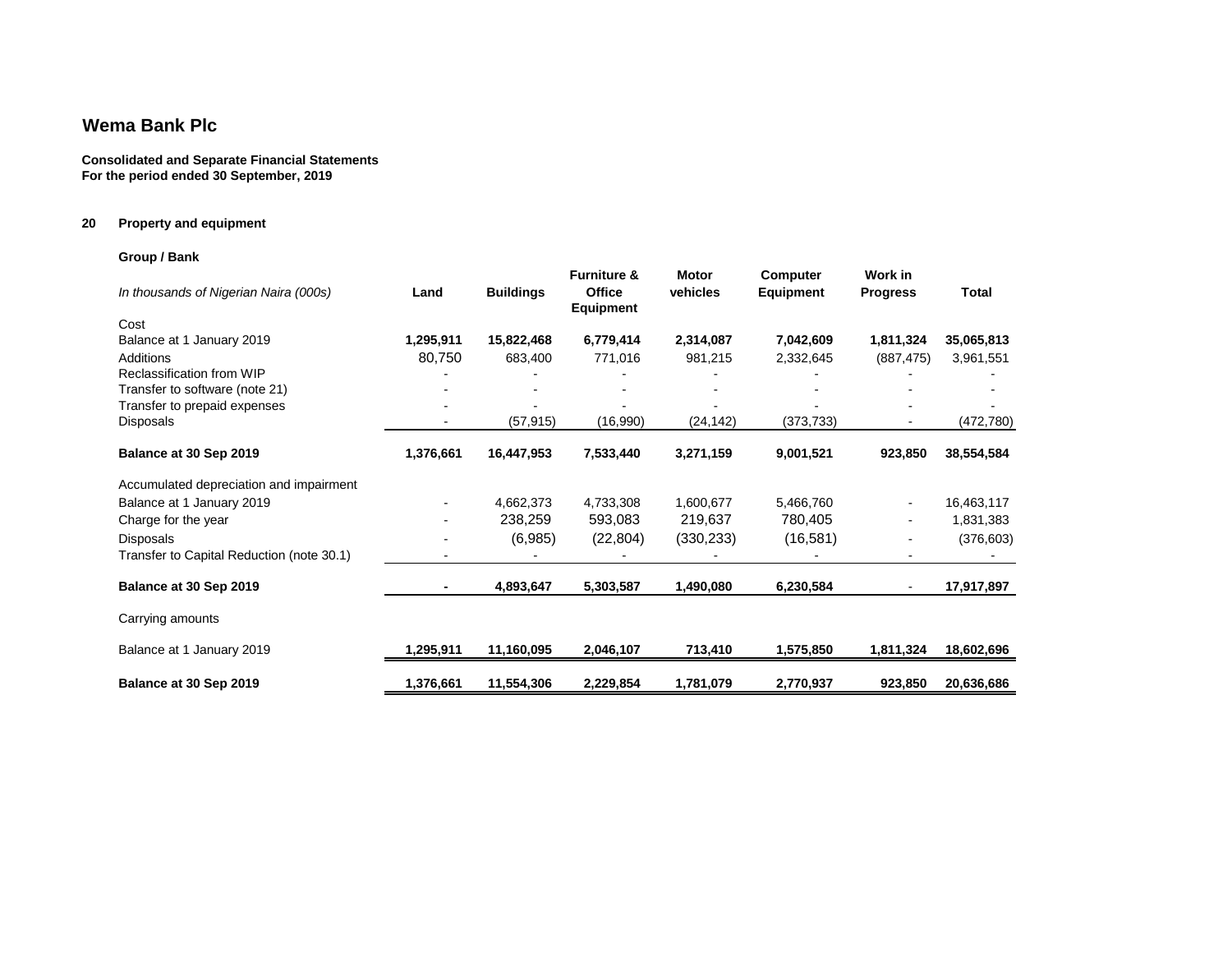# Wema Bank Plc

**Consolidated and Separate Financial Statements**
**For the period ended 30 September, 2019**

## 20 Property and equipment

**Group / Bank**

| *In thousands of Nigerian Naira (000s)* | **Land** | **Buildings** | **Furniture & Office Equipment** | **Motor vehicles** | **Computer Equipment** | **Work in Progress** | **Total** |
|---|---|---|---|---|---|---|---|
| Cost | | | | | | | |
| Balance at 1 January 2019 | **1,295,911** | **15,822,468** | **6,779,414** | **2,314,087** | **7,042,609** | **1,811,324** | **35,065,813** |
| Additions | 80,750 | 683,400 | 771,016 | 981,215 | 2,332,645 | (887,475) | 3,961,551 |
| Reclassification from WIP | - | - | - | - | - | - | - |
| Transfer to software (note 21) | - | - | - | - | - | - | - |
| Transfer to prepaid expenses | - | - | - | - | - | - | - |
| Disposals | - | (57,915) | (16,990) | (24,142) | (373,733) | - | (472,780) |
| **Balance at 30 Sep 2019** | **1,376,661** | **16,447,953** | **7,533,440** | **3,271,159** | **9,001,521** | **923,850** | **38,554,584** |
| Accumulated depreciation and impairment | | | | | | | |
| Balance at 1 January 2019 | - | 4,662,373 | 4,733,308 | 1,600,677 | 5,466,760 | - | 16,463,117 |
| Charge for the year | - | 238,259 | 593,083 | 219,637 | 780,405 | - | 1,831,383 |
| Disposals | - | (6,985) | (22,804) | (330,233) | (16,581) | - | (376,603) |
| Transfer to Capital Reduction (note 30.1) | - | - | - | - | - | - | - |
| **Balance at 30 Sep 2019** | **-** | **4,893,647** | **5,303,587** | **1,490,080** | **6,230,584** | - | **17,917,897** |
| Carrying amounts | | | | | | | |
| Balance at 1 January 2019 | 1,295,911 | 11,160,095 | 2,046,107 | 713,410 | 1,575,850 | 1,811,324 | 18,602,696 |
| **Balance at 30 Sep 2019** | 1,376,661 | 11,554,306 | 2,229,854 | 1,781,079 | 2,770,937 | 923,850 | 20,636,686 |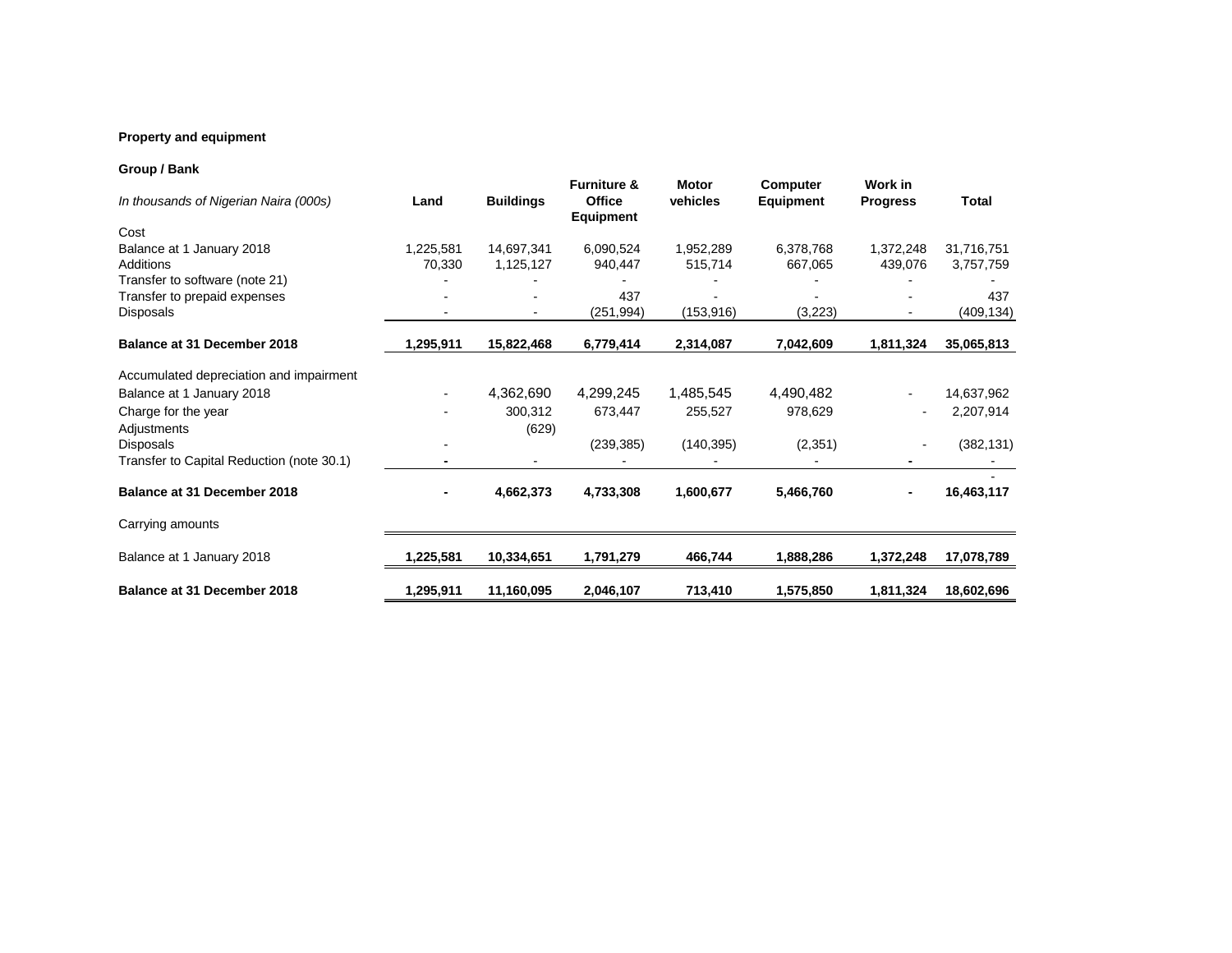**Property and equipment**

**Group / Bank**

| *In thousands of Nigerian Naira (000s)* | **Land** | **Buildings** | **Furniture & Office Equipment** | **Motor vehicles** | **Computer Equipment** | **Work in Progress** | **Total** |
|---|---|---|---|---|---|---|---|
| Cost | | | | | | | |
| Balance at 1 January 2018 | 1,225,581 | 14,697,341 | 6,090,524 | 1,952,289 | 6,378,768 | 1,372,248 | 31,716,751 |
| Additions | 70,330 | 1,125,127 | 940,447 | 515,714 | 667,065 | 439,076 | 3,757,759 |
| Transfer to software (note 21) | - | - | - | - | - | - | - |
| Transfer to prepaid expenses | - | - | 437 | - | - | - | 437 |
| Disposals | - | - | (251,994) | (153,916) | (3,223) | - | (409,134) |
| **Balance at 31 December 2018** | **1,295,911** | **15,822,468** | **6,779,414** | **2,314,087** | **7,042,609** | **1,811,324** | **35,065,813** |
| Accumulated depreciation and impairment | | | | | | | |
| Balance at 1 January 2018 | - | 4,362,690 | 4,299,245 | 1,485,545 | 4,490,482 | - | 14,637,962 |
| Charge for the year | - | 300,312 | 673,447 | 255,527 | 978,629 | - | 2,207,914 |
| Adjustments | | (629) | | | | | |
| Disposals | - | | (239,385) | (140,395) | (2,351) | - | (382,131) |
| Transfer to Capital Reduction (note 30.1) | - | - | - | - | - | - | - |
| | | | | | | | - |
| **Balance at 31 December 2018** | **-** | **4,662,373** | **4,733,308** | **1,600,677** | **5,466,760** | **-** | **16,463,117** |
| Carrying amounts | | | | | | | |
| Balance at 1 January 2018 | **1,225,581** | **10,334,651** | **1,791,279** | **466,744** | **1,888,286** | **1,372,248** | **17,078,789** |
| **Balance at 31 December 2018** | **1,295,911** | **11,160,095** | **2,046,107** | **713,410** | **1,575,850** | **1,811,324** | **18,602,696** |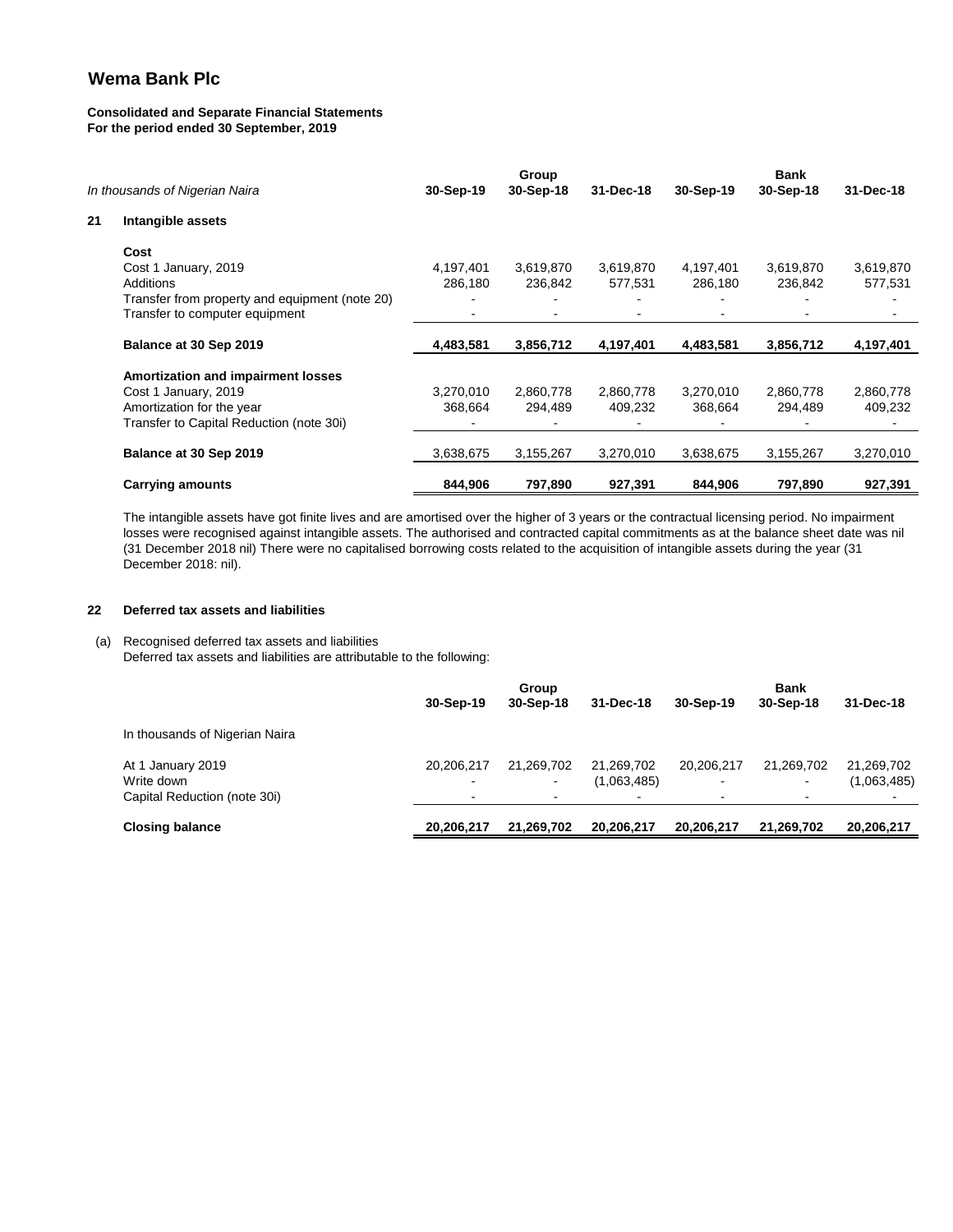# Wema Bank Plc

**Consolidated and Separate Financial Statements**
**For the period ended 30 September, 2019**

| *In thousands of Nigerian Naira* | Group 30-Sep-19 | Group 30-Sep-18 | Group 31-Dec-18 | Bank 30-Sep-19 | Bank 30-Sep-18 | Bank 31-Dec-18 |
|---|---|---|---|---|---|---|
| **21 Intangible assets** | | | | | | |
| **Cost** | | | | | | |
| Cost 1 January, 2019 | 4,197,401 | 3,619,870 | 3,619,870 | 4,197,401 | 3,619,870 | 3,619,870 |
| Additions | 286,180 | 236,842 | 577,531 | 286,180 | 236,842 | 577,531 |
| Transfer from property and equipment (note 20) | - | - | - | - | - | - |
| Transfer to computer equipment | - | - | - | - | - | - |
| **Balance at 30 Sep 2019** | **4,483,581** | **3,856,712** | **4,197,401** | **4,483,581** | **3,856,712** | **4,197,401** |
| **Amortization and impairment losses** | | | | | | |
| Cost 1 January, 2019 | 3,270,010 | 2,860,778 | 2,860,778 | 3,270,010 | 2,860,778 | 2,860,778 |
| Amortization for the year | 368,664 | 294,489 | 409,232 | 368,664 | 294,489 | 409,232 |
| Transfer to Capital Reduction (note 30i) | - | - | - | - | - | - |
| **Balance at 30 Sep 2019** | 3,638,675 | 3,155,267 | 3,270,010 | 3,638,675 | 3,155,267 | 3,270,010 |
| **Carrying amounts** | **844,906** | **797,890** | **927,391** | **844,906** | **797,890** | **927,391** |

The intangible assets have got finite lives and are amortised over the higher of 3 years or the contractual licensing period. No impairment losses were recognised against intangible assets. The authorised and contracted capital commitments as at the balance sheet date was nil (31 December 2018 nil) There were no capitalised borrowing costs related to the acquisition of intangible assets during the year (31 December 2018: nil).

## 22 Deferred tax assets and liabilities

(a) Recognised deferred tax assets and liabilities

Deferred tax assets and liabilities are attributable to the following:

| | Group 30-Sep-19 | Group 30-Sep-18 | Group 31-Dec-18 | Bank 30-Sep-19 | Bank 30-Sep-18 | Bank 31-Dec-18 |
|---|---|---|---|---|---|---|
| In thousands of Nigerian Naira | | | | | | |
| At 1 January 2019 | 20,206,217 | 21,269,702 | 21,269,702 | 20,206,217 | 21,269,702 | 21,269,702 |
| Write down | - | - | (1,063,485) | - | - | (1,063,485) |
| Capital Reduction (note 30i) | - | - | - | - | - | - |
| **Closing balance** | **20,206,217** | **21,269,702** | **20,206,217** | **20,206,217** | **21,269,702** | **20,206,217** |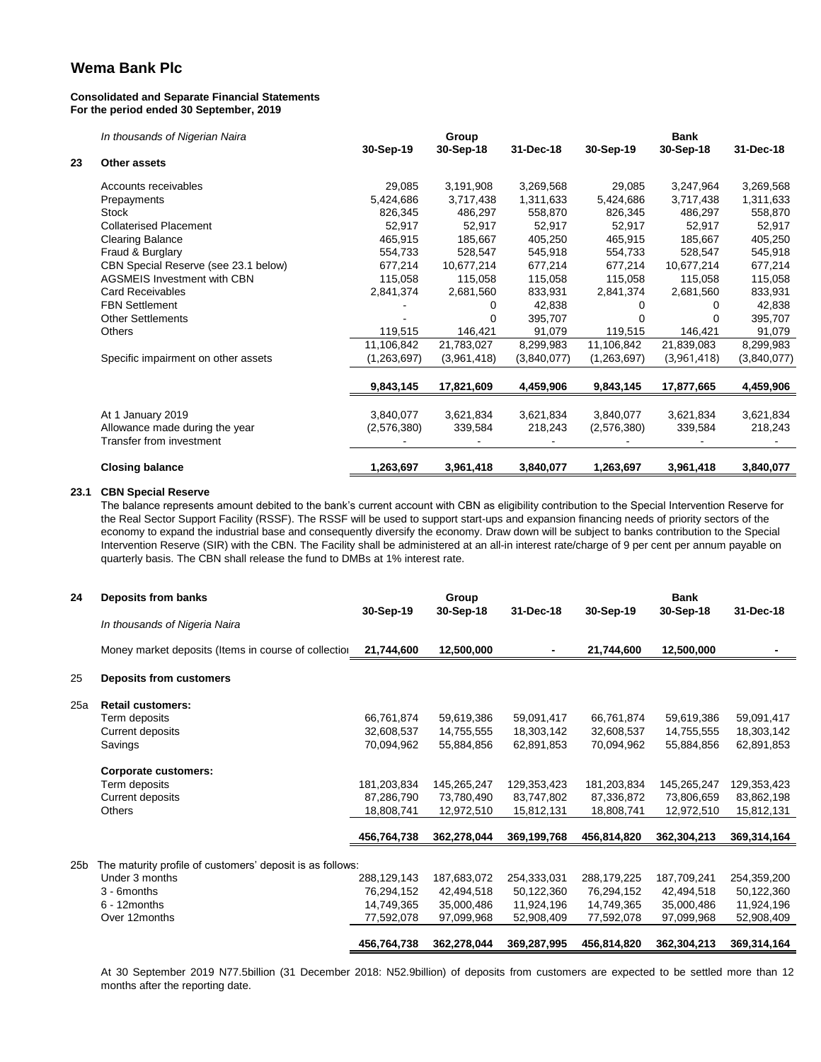# Wema Bank Plc

**Consolidated and Separate Financial Statements**
**For the period ended 30 September, 2019**

| | *In thousands of Nigerian Naira* | Group | | | Bank | | |
|---|---|---|---|---|---|---|---|
| | | **30-Sep-19** | **30-Sep-18** | **31-Dec-18** | **30-Sep-19** | **30-Sep-18** | **31-Dec-18** |
| **23** | **Other assets** | | | | | | |
| | Accounts receivables | 29,085 | 3,191,908 | 3,269,568 | 29,085 | 3,247,964 | 3,269,568 |
| | Prepayments | 5,424,686 | 3,717,438 | 1,311,633 | 5,424,686 | 3,717,438 | 1,311,633 |
| | Stock | 826,345 | 486,297 | 558,870 | 826,345 | 486,297 | 558,870 |
| | Collaterised Placement | 52,917 | 52,917 | 52,917 | 52,917 | 52,917 | 52,917 |
| | Clearing Balance | 465,915 | 185,667 | 405,250 | 465,915 | 185,667 | 405,250 |
| | Fraud & Burglary | 554,733 | 528,547 | 545,918 | 554,733 | 528,547 | 545,918 |
| | CBN Special Reserve (see 23.1 below) | 677,214 | 10,677,214 | 677,214 | 677,214 | 10,677,214 | 677,214 |
| | AGSMEIS Investment with CBN | 115,058 | 115,058 | 115,058 | 115,058 | 115,058 | 115,058 |
| | Card Receivables | 2,841,374 | 2,681,560 | 833,931 | 2,841,374 | 2,681,560 | 833,931 |
| | FBN Settlement | - | 0 | 42,838 | 0 | 0 | 42,838 |
| | Other Settlements | - | 0 | 395,707 | 0 | 0 | 395,707 |
| | Others | 119,515 | 146,421 | 91,079 | 119,515 | 146,421 | 91,079 |
| | | 11,106,842 | 21,783,027 | 8,299,983 | 11,106,842 | 21,839,083 | 8,299,983 |
| | Specific impairment on other assets | (1,263,697) | (3,961,418) | (3,840,077) | (1,263,697) | (3,961,418) | (3,840,077) |
| | | **9,843,145** | **17,821,609** | **4,459,906** | **9,843,145** | **17,877,665** | **4,459,906** |
| | At 1 January 2019 | 3,840,077 | 3,621,834 | 3,621,834 | 3,840,077 | 3,621,834 | 3,621,834 |
| | Allowance made during the year | (2,576,380) | 339,584 | 218,243 | (2,576,380) | 339,584 | 218,243 |
| | Transfer from investment | - | - | - | - | - | - |
| | **Closing balance** | **1,263,697** | **3,961,418** | **3,840,077** | **1,263,697** | **3,961,418** | **3,840,077** |

**23.1 CBN Special Reserve**

The balance represents amount debited to the bank's current account with CBN as eligibility contribution to the Special Intervention Reserve for the Real Sector Support Facility (RSSF). The RSSF will be used to support start-ups and expansion financing needs of priority sectors of the economy to expand the industrial base and consequently diversify the economy. Draw down will be subject to banks contribution to the Special Intervention Reserve (SIR) with the CBN. The Facility shall be administered at an all-in interest rate/charge of 9 per cent per annum payable on quarterly basis. The CBN shall release the fund to DMBs at 1% interest rate.

| | | Group | | | Bank | | |
|---|---|---|---|---|---|---|---|
| **24** | **Deposits from banks** | **30-Sep-19** | **30-Sep-18** | **31-Dec-18** | **30-Sep-19** | **30-Sep-18** | **31-Dec-18** |
| | *In thousands of Nigeria Naira* | | | | | | |
| | Money market deposits (Items in course of collection | **21,744,600** | **12,500,000** | **-** | **21,744,600** | **12,500,000** | **-** |
| 25 | **Deposits from customers** | | | | | | |
| 25a | **Retail customers:** | | | | | | |
| | Term deposits | 66,761,874 | 59,619,386 | 59,091,417 | 66,761,874 | 59,619,386 | 59,091,417 |
| | Current deposits | 32,608,537 | 14,755,555 | 18,303,142 | 32,608,537 | 14,755,555 | 18,303,142 |
| | Savings | 70,094,962 | 55,884,856 | 62,891,853 | 70,094,962 | 55,884,856 | 62,891,853 |
| | **Corporate customers:** | | | | | | |
| | Term deposits | 181,203,834 | 145,265,247 | 129,353,423 | 181,203,834 | 145,265,247 | 129,353,423 |
| | Current deposits | 87,286,790 | 73,780,490 | 83,747,802 | 87,336,872 | 73,806,659 | 83,862,198 |
| | Others | 18,808,741 | 12,972,510 | 15,812,131 | 18,808,741 | 12,972,510 | 15,812,131 |
| | | **456,764,738** | **362,278,044** | **369,199,768** | **456,814,820** | **362,304,213** | **369,314,164** |
| 25b | The maturity profile of customers' deposit is as follows: | | | | | | |
| | Under 3 months | 288,129,143 | 187,683,072 | 254,333,031 | 288,179,225 | 187,709,241 | 254,359,200 |
| | 3 - 6months | 76,294,152 | 42,494,518 | 50,122,360 | 76,294,152 | 42,494,518 | 50,122,360 |
| | 6 - 12months | 14,749,365 | 35,000,486 | 11,924,196 | 14,749,365 | 35,000,486 | 11,924,196 |
| | Over 12months | 77,592,078 | 97,099,968 | 52,908,409 | 77,592,078 | 97,099,968 | 52,908,409 |
| | | **456,764,738** | **362,278,044** | **369,287,995** | **456,814,820** | **362,304,213** | **369,314,164** |

At 30 September 2019 N77.5billion (31 December 2018: N52.9billion) of deposits from customers are expected to be settled more than 12 months after the reporting date.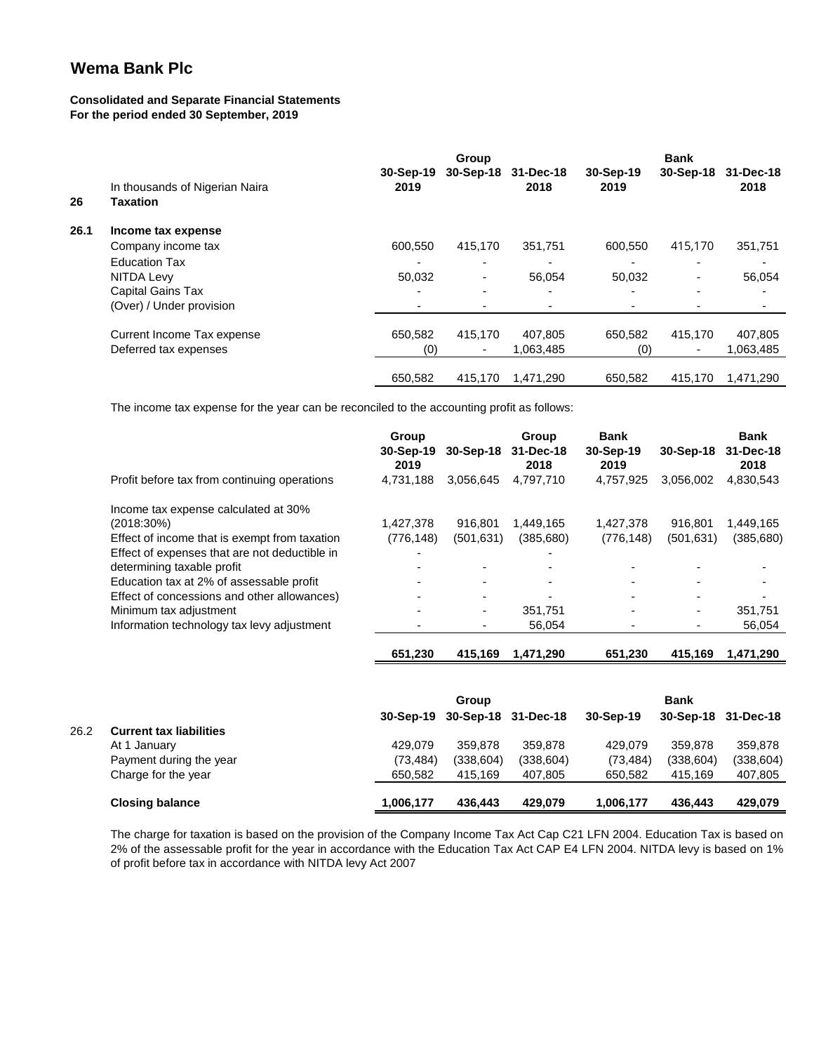# Wema Bank Plc

**Consolidated and Separate Financial Statements**
**For the period ended 30 September, 2019**

| | | Group | | | Bank | | |
|---|---|---|---|---|---|---|---|
| | In thousands of Nigerian Naira | 30-Sep-19 2019 | 30-Sep-18 | 31-Dec-18 2018 | 30-Sep-19 2019 | 30-Sep-18 | 31-Dec-18 2018 |
| **26** | **Taxation** | | | | | | |
| **26.1** | **Income tax expense** | | | | | | |
| | Company income tax | 600,550 | 415,170 | 351,751 | 600,550 | 415,170 | 351,751 |
| | Education Tax | - | - | - | - | - | - |
| | NITDA Levy | 50,032 | - | 56,054 | 50,032 | - | 56,054 |
| | Capital Gains Tax | - | - | - | - | - | - |
| | (Over) / Under provision | - | - | - | - | - | - |
| | Current Income Tax expense | 650,582 | 415,170 | 407,805 | 650,582 | 415,170 | 407,805 |
| | Deferred tax expenses | (0) | - | 1,063,485 | (0) | - | 1,063,485 |
| | | 650,582 | 415,170 | 1,471,290 | 650,582 | 415,170 | 1,471,290 |

The income tax expense for the year can be reconciled to the accounting profit as follows:

| | Group 30-Sep-19 2019 | 30-Sep-18 | Group 31-Dec-18 2018 | Bank 30-Sep-19 2019 | 30-Sep-18 | Bank 31-Dec-18 2018 |
|---|---|---|---|---|---|---|
| Profit before tax from continuing operations | 4,731,188 | 3,056,645 | 4,797,710 | 4,757,925 | 3,056,002 | 4,830,543 |
| Income tax expense calculated at 30% (2018:30%) | 1,427,378 | 916,801 | 1,449,165 | 1,427,378 | 916,801 | 1,449,165 |
| Effect of income that is exempt from taxation | (776,148) | (501,631) | (385,680) | (776,148) | (501,631) | (385,680) |
| Effect of expenses that are not deductible in determining taxable profit | - | - | - | - | - | - |
| Education tax at 2% of assessable profit | - | - | - | - | - | - |
| Effect of concessions and other allowances) | - | - | - | - | - | - |
| Minimum tax adjustment | - | - | 351,751 | - | - | 351,751 |
| Information technology tax levy adjustment | - | - | 56,054 | - | - | 56,054 |
| | **651,230** | **415,169** | **1,471,290** | **651,230** | **415,169** | **1,471,290** |

| | | Group | | | Bank | | |
|---|---|---|---|---|---|---|---|
| | | 30-Sep-19 | 30-Sep-18 | 31-Dec-18 | 30-Sep-19 | 30-Sep-18 | 31-Dec-18 |
| 26.2 | **Current tax liabilities** | | | | | | |
| | At 1 January | 429,079 | 359,878 | 359,878 | 429,079 | 359,878 | 359,878 |
| | Payment during the year | (73,484) | (338,604) | (338,604) | (73,484) | (338,604) | (338,604) |
| | Charge for the year | 650,582 | 415,169 | 407,805 | 650,582 | 415,169 | 407,805 |
| | **Closing balance** | **1,006,177** | **436,443** | **429,079** | **1,006,177** | **436,443** | **429,079** |

The charge for taxation is based on the provision of the Company Income Tax Act Cap C21 LFN 2004. Education Tax is based on 2% of the assessable profit for the year in accordance with the Education Tax Act CAP E4 LFN 2004. NITDA levy is based on 1% of profit before tax in accordance with NITDA levy Act 2007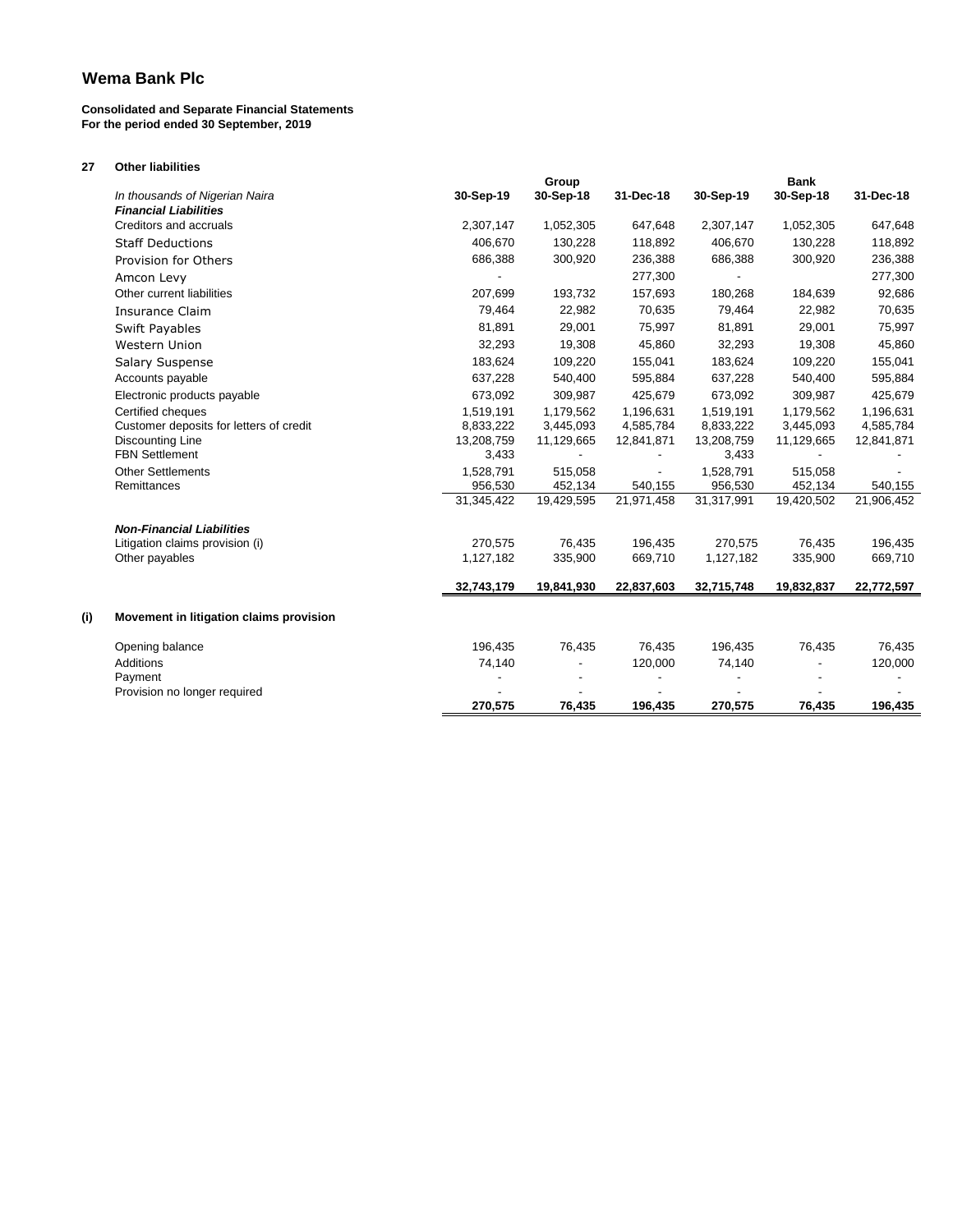# Wema Bank Plc

**Consolidated and Separate Financial Statements**
**For the period ended 30 September, 2019**

## 27 Other liabilities

| *In thousands of Nigerian Naira* | Group | | | Bank | | |
|---|---|---|---|---|---|---|
| | **30-Sep-19** | **30-Sep-18** | **31-Dec-18** | **30-Sep-19** | **30-Sep-18** | **31-Dec-18** |
| ***Financial Liabilities*** | | | | | | |
| Creditors and accruals | 2,307,147 | 1,052,305 | 647,648 | 2,307,147 | 1,052,305 | 647,648 |
| Staff Deductions | 406,670 | 130,228 | 118,892 | 406,670 | 130,228 | 118,892 |
| Provision for Others | 686,388 | 300,920 | 236,388 | 686,388 | 300,920 | 236,388 |
| Amcon Levy | - | | 277,300 | - | | 277,300 |
| Other current liabilities | 207,699 | 193,732 | 157,693 | 180,268 | 184,639 | 92,686 |
| Insurance Claim | 79,464 | 22,982 | 70,635 | 79,464 | 22,982 | 70,635 |
| Swift Payables | 81,891 | 29,001 | 75,997 | 81,891 | 29,001 | 75,997 |
| Western Union | 32,293 | 19,308 | 45,860 | 32,293 | 19,308 | 45,860 |
| Salary Suspense | 183,624 | 109,220 | 155,041 | 183,624 | 109,220 | 155,041 |
| Accounts payable | 637,228 | 540,400 | 595,884 | 637,228 | 540,400 | 595,884 |
| Electronic products payable | 673,092 | 309,987 | 425,679 | 673,092 | 309,987 | 425,679 |
| Certified cheques | 1,519,191 | 1,179,562 | 1,196,631 | 1,519,191 | 1,179,562 | 1,196,631 |
| Customer deposits for letters of credit | 8,833,222 | 3,445,093 | 4,585,784 | 8,833,222 | 3,445,093 | 4,585,784 |
| Discounting Line | 13,208,759 | 11,129,665 | 12,841,871 | 13,208,759 | 11,129,665 | 12,841,871 |
| FBN Settlement | 3,433 | - | - | 3,433 | - | - |
| Other Settlements | 1,528,791 | 515,058 | - | 1,528,791 | 515,058 | - |
| Remittances | 956,530 | 452,134 | 540,155 | 956,530 | 452,134 | 540,155 |
| | 31,345,422 | 19,429,595 | 21,971,458 | 31,317,991 | 19,420,502 | 21,906,452 |
| ***Non-Financial Liabilities*** | | | | | | |
| Litigation claims provision (i) | 270,575 | 76,435 | 196,435 | 270,575 | 76,435 | 196,435 |
| Other payables | 1,127,182 | 335,900 | 669,710 | 1,127,182 | 335,900 | 669,710 |
| | **32,743,179** | **19,841,930** | **22,837,603** | **32,715,748** | **19,832,837** | **22,772,597** |

### (i) Movement in litigation claims provision

| | Group | | | Bank | | |
|---|---|---|---|---|---|---|
| | 30-Sep-19 | 30-Sep-18 | 31-Dec-18 | 30-Sep-19 | 30-Sep-18 | 31-Dec-18 |
| Opening balance | 196,435 | 76,435 | 76,435 | 196,435 | 76,435 | 76,435 |
| Additions | 74,140 | - | 120,000 | 74,140 | - | 120,000 |
| Payment | - | - | - | - | - | - |
| Provision no longer required | - | - | - | - | - | - |
| | **270,575** | **76,435** | **196,435** | **270,575** | **76,435** | **196,435** |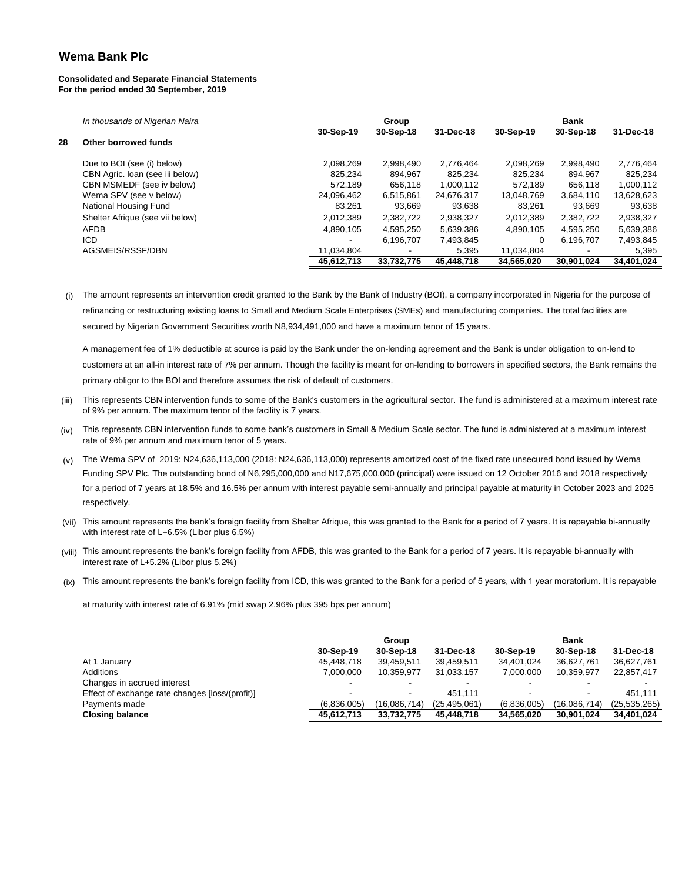## Wema Bank Plc

**Consolidated and Separate Financial Statements**
**For the period ended 30 September, 2019**

| *In thousands of Nigerian Naira* | Group | | | Bank | | |
|---|---|---|---|---|---|---|
| | 30-Sep-19 | 30-Sep-18 | 31-Dec-18 | 30-Sep-19 | 30-Sep-18 | 31-Dec-18 |
| **28 Other borrowed funds** | | | | | | |
| Due to BOI (see (i) below) | 2,098,269 | 2,998,490 | 2,776,464 | 2,098,269 | 2,998,490 | 2,776,464 |
| CBN Agric. loan (see iii below) | 825,234 | 894,967 | 825,234 | 825,234 | 894,967 | 825,234 |
| CBN MSMEDF (see iv below) | 572,189 | 656,118 | 1,000,112 | 572,189 | 656,118 | 1,000,112 |
| Wema SPV (see v below) | 24,096,462 | 6,515,861 | 24,676,317 | 13,048,769 | 3,684,110 | 13,628,623 |
| National Housing Fund | 83,261 | 93,669 | 93,638 | 83,261 | 93,669 | 93,638 |
| Shelter Afrique (see vii below) | 2,012,389 | 2,382,722 | 2,938,327 | 2,012,389 | 2,382,722 | 2,938,327 |
| AFDB | 4,890,105 | 4,595,250 | 5,639,386 | 4,890,105 | 4,595,250 | 5,639,386 |
| ICD | - | 6,196,707 | 7,493,845 | 0 | 6,196,707 | 7,493,845 |
| AGSMEIS/RSSF/DBN | 11,034,804 | - | 5,395 | 11,034,804 | - | 5,395 |
| | **45,612,713** | **33,732,775** | **45,448,718** | **34,565,020** | **30,901,024** | **34,401,024** |

(i) The amount represents an intervention credit granted to the Bank by the Bank of Industry (BOI), a company incorporated in Nigeria for the purpose of refinancing or restructuring existing loans to Small and Medium Scale Enterprises (SMEs) and manufacturing companies. The total facilities are secured by Nigerian Government Securities worth N8,934,491,000 and have a maximum tenor of 15 years.

A management fee of 1% deductible at source is paid by the Bank under the on-lending agreement and the Bank is under obligation to on-lend to customers at an all-in interest rate of 7% per annum. Though the facility is meant for on-lending to borrowers in specified sectors, the Bank remains the primary obligor to the BOI and therefore assumes the risk of default of customers.

(iii) This represents CBN intervention funds to some of the Bank's customers in the agricultural sector. The fund is administered at a maximum interest rate of 9% per annum. The maximum tenor of the facility is 7 years.

(iv) This represents CBN intervention funds to some bank's customers in Small & Medium Scale sector. The fund is administered at a maximum interest rate of 9% per annum and maximum tenor of 5 years.

(v) The Wema SPV of 2019: N24,636,113,000 (2018: N24,636,113,000) represents amortized cost of the fixed rate unsecured bond issued by Wema Funding SPV Plc. The outstanding bond of N6,295,000,000 and N17,675,000,000 (principal) were issued on 12 October 2016 and 2018 respectively for a period of 7 years at 18.5% and 16.5% per annum with interest payable semi-annually and principal payable at maturity in October 2023 and 2025 respectively.

(vii) This amount represents the bank's foreign facility from Shelter Afrique, this was granted to the Bank for a period of 7 years. It is repayable bi-annually with interest rate of L+6.5% (Libor plus 6.5%)

(viii) This amount represents the bank's foreign facility from AFDB, this was granted to the Bank for a period of 7 years. It is repayable bi-annually with interest rate of L+5.2% (Libor plus 5.2%)

(ix) This amount represents the bank's foreign facility from ICD, this was granted to the Bank for a period of 5 years, with 1 year moratorium. It is repayable at maturity with interest rate of 6.91% (mid swap 2.96% plus 395 bps per annum)

| | Group | | | Bank | | |
|---|---|---|---|---|---|---|
| | 30-Sep-19 | 30-Sep-18 | 31-Dec-18 | 30-Sep-19 | 30-Sep-18 | 31-Dec-18 |
| At 1 January | 45,448,718 | 39,459,511 | 39,459,511 | 34,401,024 | 36,627,761 | 36,627,761 |
| Additions | 7,000,000 | 10,359,977 | 31,033,157 | 7,000,000 | 10,359,977 | 22,857,417 |
| Changes in accrued interest | - | - | - | - | - | - |
| Effect of exchange rate changes [loss/(profit)] | - | - | 451,111 | - | - | 451,111 |
| Payments made | (6,836,005) | (16,086,714) | (25,495,061) | (6,836,005) | (16,086,714) | (25,535,265) |
| **Closing balance** | **45,612,713** | **33,732,775** | **45,448,718** | **34,565,020** | **30,901,024** | **34,401,024** |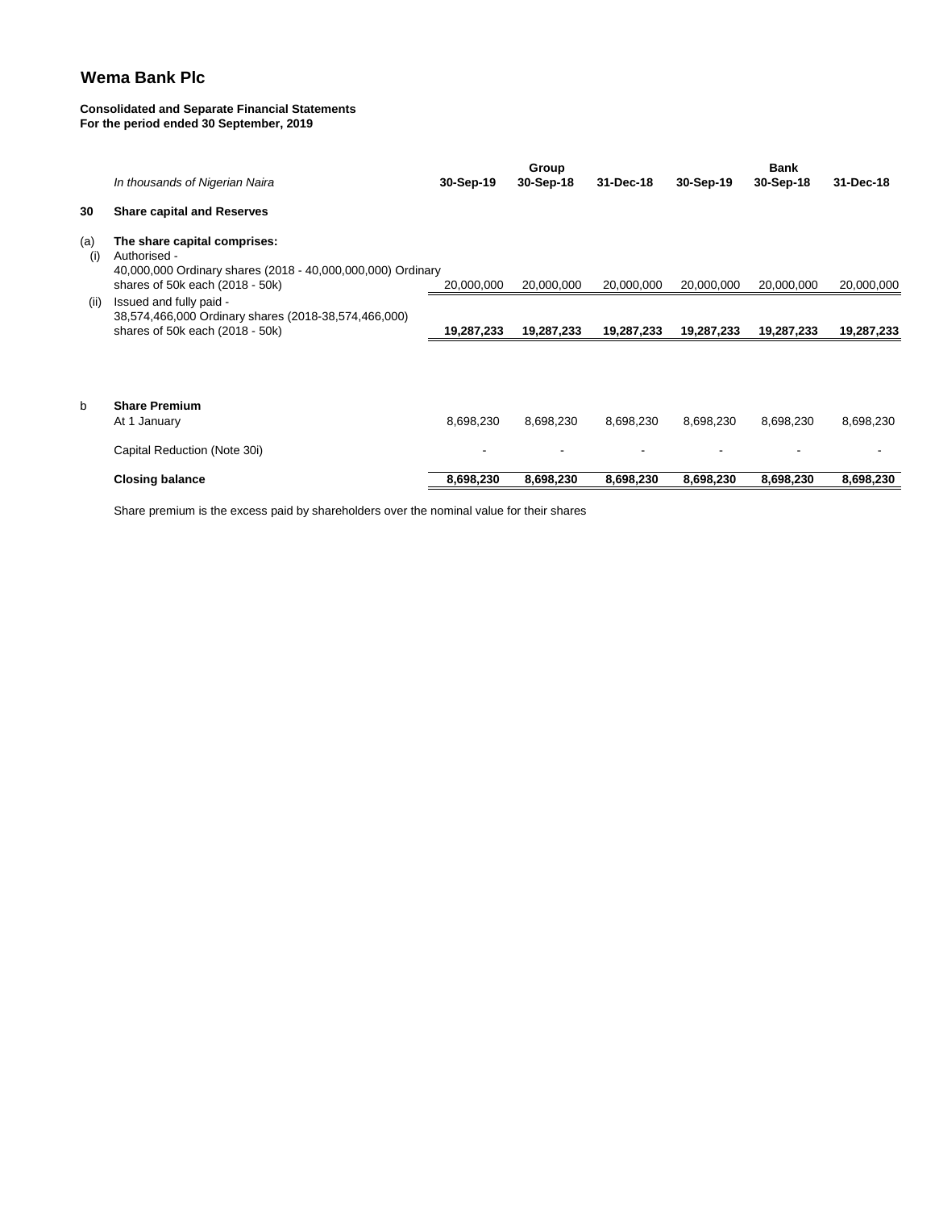## Wema Bank Plc

**Consolidated and Separate Financial Statements**
**For the period ended 30 September, 2019**

| | *In thousands of Nigerian Naira* | Group 30-Sep-19 | Group 30-Sep-18 | Group 31-Dec-18 | Bank 30-Sep-19 | Bank 30-Sep-18 | Bank 31-Dec-18 |
|---|---|---|---|---|---|---|---|
| **30** | **Share capital and Reserves** | | | | | | |
| (a) | **The share capital comprises:** | | | | | | |
| (i) | Authorised - 40,000,000 Ordinary shares (2018 - 40,000,000,000) Ordinary shares of 50k each (2018 - 50k) | 20,000,000 | 20,000,000 | 20,000,000 | 20,000,000 | 20,000,000 | 20,000,000 |
| (ii) | Issued and fully paid - 38,574,466,000 Ordinary shares (2018-38,574,466,000) shares of 50k each (2018 - 50k) | **19,287,233** | **19,287,233** | **19,287,233** | **19,287,233** | **19,287,233** | **19,287,233** |
| b | **Share Premium** | | | | | | |
| | At 1 January | 8,698,230 | 8,698,230 | 8,698,230 | 8,698,230 | 8,698,230 | 8,698,230 |
| | Capital Reduction (Note 30i) | - | - | - | - | - | - |
| | **Closing balance** | **8,698,230** | **8,698,230** | **8,698,230** | **8,698,230** | **8,698,230** | **8,698,230** |

Share premium is the excess paid by shareholders over the nominal value for their shares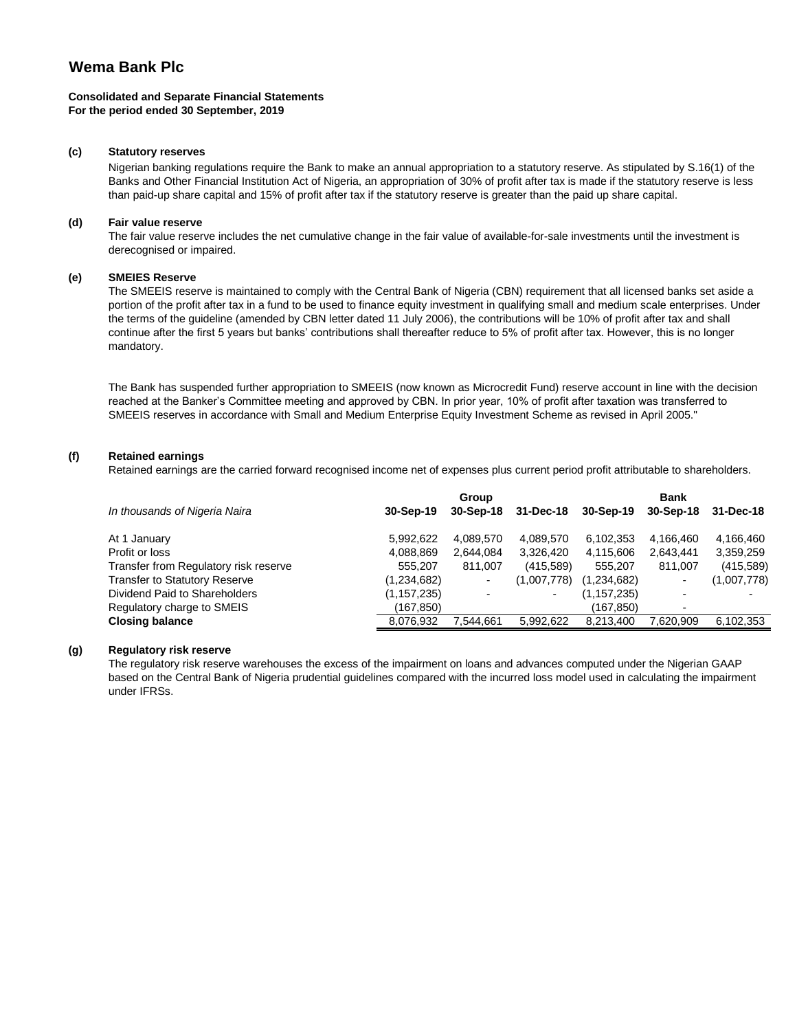# Wema Bank Plc

**Consolidated and Separate Financial Statements**
**For the period ended 30 September, 2019**

### (c) Statutory reserves

Nigerian banking regulations require the Bank to make an annual appropriation to a statutory reserve. As stipulated by S.16(1) of the Banks and Other Financial Institution Act of Nigeria, an appropriation of 30% of profit after tax is made if the statutory reserve is less than paid-up share capital and 15% of profit after tax if the statutory reserve is greater than the paid up share capital.

### (d) Fair value reserve

The fair value reserve includes the net cumulative change in the fair value of available-for-sale investments until the investment is derecognised or impaired.

### (e) SMEIES Reserve

The SMEEIS reserve is maintained to comply with the Central Bank of Nigeria (CBN) requirement that all licensed banks set aside a portion of the profit after tax in a fund to be used to finance equity investment in qualifying small and medium scale enterprises. Under the terms of the guideline (amended by CBN letter dated 11 July 2006), the contributions will be 10% of profit after tax and shall continue after the first 5 years but banks' contributions shall thereafter reduce to 5% of profit after tax. However, this is no longer mandatory.

The Bank has suspended further appropriation to SMEEIS (now known as Microcredit Fund) reserve account in line with the decision reached at the Banker's Committee meeting and approved by CBN. In prior year, 10% of profit after taxation was transferred to SMEEIS reserves in accordance with Small and Medium Enterprise Equity Investment Scheme as revised in April 2005."

### (f) Retained earnings

Retained earnings are the carried forward recognised income net of expenses plus current period profit attributable to shareholders.

| | Group | | | Bank | | |
|---|---|---|---|---|---|---|
| *In thousands of Nigeria Naira* | **30-Sep-19** | **30-Sep-18** | **31-Dec-18** | **30-Sep-19** | **30-Sep-18** | **31-Dec-18** |
| At 1 January | 5,992,622 | 4,089,570 | 4,089,570 | 6,102,353 | 4,166,460 | 4,166,460 |
| Profit or loss | 4,088,869 | 2,644,084 | 3,326,420 | 4,115,606 | 2,643,441 | 3,359,259 |
| Transfer from Regulatory risk reserve | 555,207 | 811,007 | (415,589) | 555,207 | 811,007 | (415,589) |
| Transfer to Statutory Reserve | (1,234,682) | - | (1,007,778) | (1,234,682) | - | (1,007,778) |
| Dividend Paid to Shareholders | (1,157,235) | - | - | (1,157,235) | - | - |
| Regulatory charge to SMEIS | (167,850) | | | (167,850) | - | |
| **Closing balance** | 8,076,932 | 7,544,661 | 5,992,622 | 8,213,400 | 7,620,909 | 6,102,353 |

### (g) Regulatory risk reserve

The regulatory risk reserve warehouses the excess of the impairment on loans and advances computed under the Nigerian GAAP based on the Central Bank of Nigeria prudential guidelines compared with the incurred loss model used in calculating the impairment under IFRSs.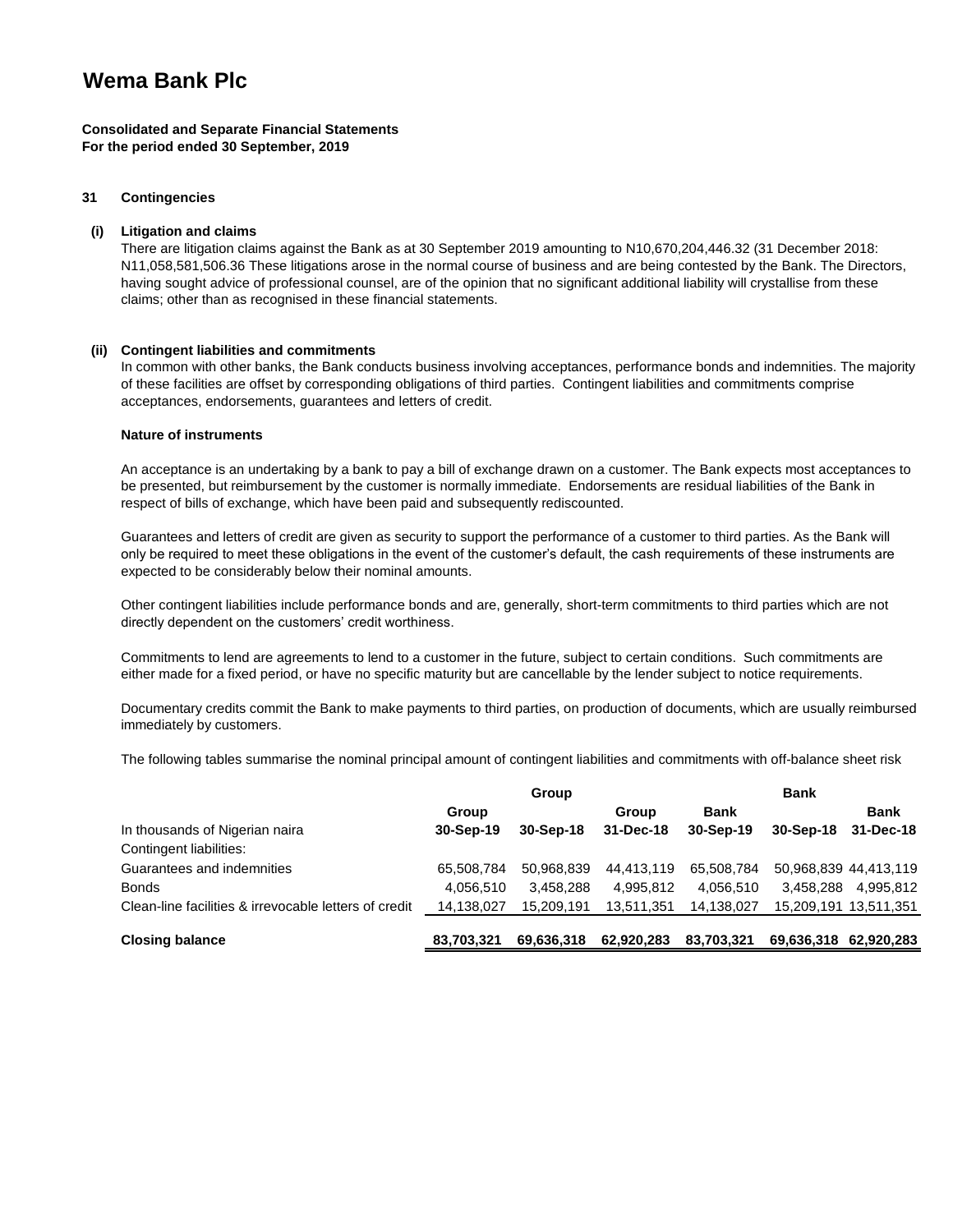# Wema Bank Plc

**Consolidated and Separate Financial Statements**
**For the period ended 30 September, 2019**

## 31 Contingencies

### (i) Litigation and claims

There are litigation claims against the Bank as at 30 September 2019 amounting to N10,670,204,446.32 (31 December 2018: N11,058,581,506.36 These litigations arose in the normal course of business and are being contested by the Bank. The Directors, having sought advice of professional counsel, are of the opinion that no significant additional liability will crystallise from these claims; other than as recognised in these financial statements.

### (ii) Contingent liabilities and commitments

In common with other banks, the Bank conducts business involving acceptances, performance bonds and indemnities. The majority of these facilities are offset by corresponding obligations of third parties. Contingent liabilities and commitments comprise acceptances, endorsements, guarantees and letters of credit.

**Nature of instruments**

An acceptance is an undertaking by a bank to pay a bill of exchange drawn on a customer. The Bank expects most acceptances to be presented, but reimbursement by the customer is normally immediate. Endorsements are residual liabilities of the Bank in respect of bills of exchange, which have been paid and subsequently rediscounted.

Guarantees and letters of credit are given as security to support the performance of a customer to third parties. As the Bank will only be required to meet these obligations in the event of the customer's default, the cash requirements of these instruments are expected to be considerably below their nominal amounts.

Other contingent liabilities include performance bonds and are, generally, short-term commitments to third parties which are not directly dependent on the customers' credit worthiness.

Commitments to lend are agreements to lend to a customer in the future, subject to certain conditions. Such commitments are either made for a fixed period, or have no specific maturity but are cancellable by the lender subject to notice requirements.

Documentary credits commit the Bank to make payments to third parties, on production of documents, which are usually reimbursed immediately by customers.

The following tables summarise the nominal principal amount of contingent liabilities and commitments with off-balance sheet risk

| | Group | | | Bank | | |
|---|---|---|---|---|---|---|
| | **Group** | | **Group** | **Bank** | | **Bank** |
| In thousands of Nigerian naira | **30-Sep-19** | **30-Sep-18** | **31-Dec-18** | **30-Sep-19** | **30-Sep-18** | **31-Dec-18** |
| Contingent liabilities: | | | | | | |
| Guarantees and indemnities | 65,508,784 | 50,968,839 | 44,413,119 | 65,508,784 | 50,968,839 | 44,413,119 |
| Bonds | 4,056,510 | 3,458,288 | 4,995,812 | 4,056,510 | 3,458,288 | 4,995,812 |
| Clean-line facilities & irrevocable letters of credit | 14,138,027 | 15,209,191 | 13,511,351 | 14,138,027 | 15,209,191 | 13,511,351 |
| **Closing balance** | **83,703,321** | **69,636,318** | **62,920,283** | **83,703,321** | **69,636,318** | **62,920,283** |